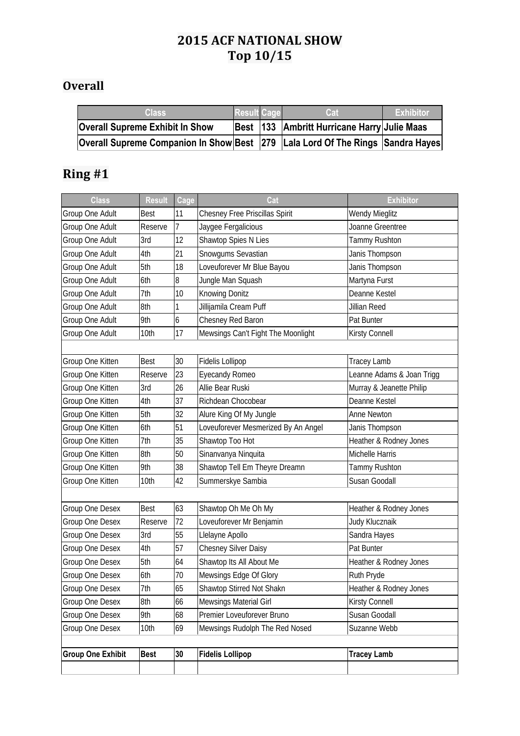# 2015 ACF NATIONAL SHOW
# Top 10/15

## Overall

| Class | Result | Cage | Cat | Exhibitor |
|---|---|---|---|---|
| **Overall Supreme Exhibit In Show** | **Best** | **133** | **Ambritt Hurricane Harry** | **Julie Maas** |
| **Overall Supreme Companion In Show** | **Best** | **279** | **Lala Lord Of The Rings** | **Sandra Hayes** |

## Ring #1

| Class | Result | Cage | Cat | Exhibitor |
|---|---|---|---|---|
| Group One Adult | Best | 11 | Chesney Free Priscillas Spirit | Wendy Mieglitz |
| Group One Adult | Reserve | 7 | Jaygee Fergalicious | Joanne Greentree |
| Group One Adult | 3rd | 12 | Shawtop Spies N Lies | Tammy Rushton |
| Group One Adult | 4th | 21 | Snowgums Sevastian | Janis Thompson |
| Group One Adult | 5th | 18 | Loveuforever Mr Blue Bayou | Janis Thompson |
| Group One Adult | 6th | 8 | Jungle Man Squash | Martyna Furst |
| Group One Adult | 7th | 10 | Knowing Donitz | Deanne Kestel |
| Group One Adult | 8th | 1 | Jillijamila Cream Puff | Jillian Reed |
| Group One Adult | 9th | 6 | Chesney Red Baron | Pat Bunter |
| Group One Adult | 10th | 17 | Mewsings Can't Fight The Moonlight | Kirsty Connell |
| | | | | |
| Group One Kitten | Best | 30 | Fidelis Lollipop | Tracey Lamb |
| Group One Kitten | Reserve | 23 | Eyecandy Romeo | Leanne Adams & Joan Trigg |
| Group One Kitten | 3rd | 26 | Allie Bear Ruski | Murray & Jeanette Philip |
| Group One Kitten | 4th | 37 | Richdean Chocobear | Deanne Kestel |
| Group One Kitten | 5th | 32 | Alure King Of My Jungle | Anne Newton |
| Group One Kitten | 6th | 51 | Loveuforever Mesmerized By An Angel | Janis Thompson |
| Group One Kitten | 7th | 35 | Shawtop Too Hot | Heather & Rodney Jones |
| Group One Kitten | 8th | 50 | Sinanvanya Ninquita | Michelle Harris |
| Group One Kitten | 9th | 38 | Shawtop Tell Em Theyre Dreamn | Tammy Rushton |
| Group One Kitten | 10th | 42 | Summerskye Sambia | Susan Goodall |
| | | | | |
| Group One Desex | Best | 63 | Shawtop Oh Me Oh My | Heather & Rodney Jones |
| Group One Desex | Reserve | 72 | Loveuforever Mr Benjamin | Judy Klucznaik |
| Group One Desex | 3rd | 55 | Llelayne Apollo | Sandra Hayes |
| Group One Desex | 4th | 57 | Chesney Silver Daisy | Pat Bunter |
| Group One Desex | 5th | 64 | Shawtop Its All About Me | Heather & Rodney Jones |
| Group One Desex | 6th | 70 | Mewsings Edge Of Glory | Ruth Pryde |
| Group One Desex | 7th | 65 | Shawtop Stirred Not Shakn | Heather & Rodney Jones |
| Group One Desex | 8th | 66 | Mewsings Material Girl | Kirsty Connell |
| Group One Desex | 9th | 68 | Premier Loveuforever Bruno | Susan Goodall |
| Group One Desex | 10th | 69 | Mewsings Rudolph The Red Nosed | Suzanne Webb |
| | | | | |
| **Group One Exhibit** | **Best** | **30** | **Fidelis Lollipop** | **Tracey Lamb** |
| | | | | |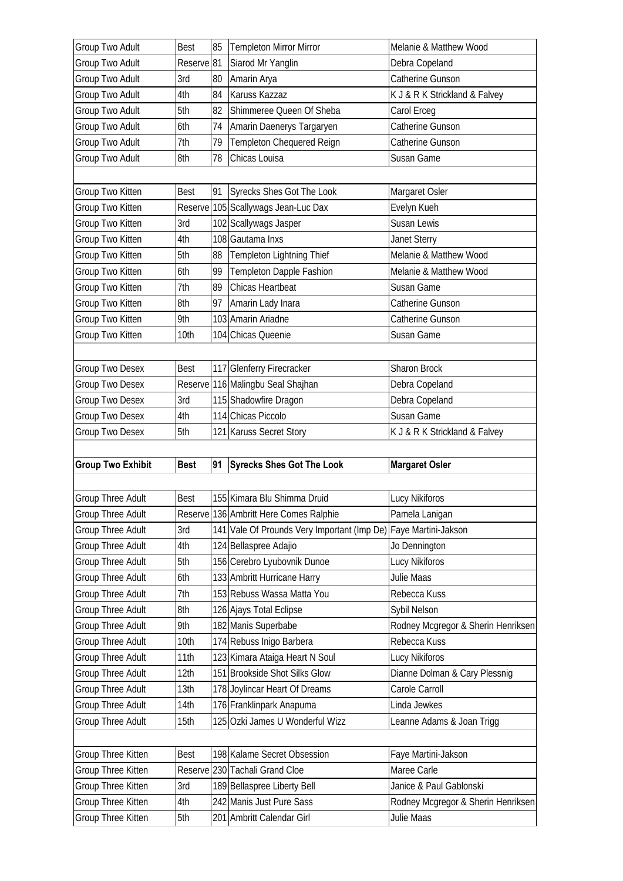| | | | | |
|---|---|---|---|---|
| Group Two Adult | Best | 85 | Templeton Mirror Mirror | Melanie & Matthew Wood |
| Group Two Adult | Reserve | 81 | Siarod Mr Yanglin | Debra Copeland |
| Group Two Adult | 3rd | 80 | Amarin Arya | Catherine Gunson |
| Group Two Adult | 4th | 84 | Karuss Kazzaz | K J & R K Strickland & Falvey |
| Group Two Adult | 5th | 82 | Shimmeree Queen Of Sheba | Carol Erceg |
| Group Two Adult | 6th | 74 | Amarin Daenerys Targaryen | Catherine Gunson |
| Group Two Adult | 7th | 79 | Templeton Chequered Reign | Catherine Gunson |
| Group Two Adult | 8th | 78 | Chicas Louisa | Susan Game |
| | | | | |
| Group Two Kitten | Best | 91 | Syrecks Shes Got The Look | Margaret Osler |
| Group Two Kitten | Reserve | 105 | Scallywags Jean-Luc Dax | Evelyn Kueh |
| Group Two Kitten | 3rd | 102 | Scallywags Jasper | Susan Lewis |
| Group Two Kitten | 4th | 108 | Gautama Inxs | Janet Sterry |
| Group Two Kitten | 5th | 88 | Templeton Lightning Thief | Melanie & Matthew Wood |
| Group Two Kitten | 6th | 99 | Templeton Dapple Fashion | Melanie & Matthew Wood |
| Group Two Kitten | 7th | 89 | Chicas Heartbeat | Susan Game |
| Group Two Kitten | 8th | 97 | Amarin Lady Inara | Catherine Gunson |
| Group Two Kitten | 9th | 103 | Amarin Ariadne | Catherine Gunson |
| Group Two Kitten | 10th | 104 | Chicas Queenie | Susan Game |
| | | | | |
| Group Two Desex | Best | 117 | Glenferry Firecracker | Sharon Brock |
| Group Two Desex | Reserve | 116 | Malingbu Seal Shajhan | Debra Copeland |
| Group Two Desex | 3rd | 115 | Shadowfire Dragon | Debra Copeland |
| Group Two Desex | 4th | 114 | Chicas Piccolo | Susan Game |
| Group Two Desex | 5th | 121 | Karuss Secret Story | K J & R K Strickland & Falvey |
| | | | | |
| **Group Two Exhibit** | **Best** | **91** | **Syrecks Shes Got The Look** | **Margaret Osler** |
| | | | | |
| Group Three Adult | Best | 155 | Kimara Blu Shimma Druid | Lucy Nikiforos |
| Group Three Adult | Reserve | 136 | Ambritt Here Comes Ralphie | Pamela Lanigan |
| Group Three Adult | 3rd | 141 | Vale Of Prounds Very Important (Imp De) | Faye Martini-Jakson |
| Group Three Adult | 4th | 124 | Bellaspree Adajio | Jo Dennington |
| Group Three Adult | 5th | 156 | Cerebro Lyubovnik Dunoe | Lucy Nikiforos |
| Group Three Adult | 6th | 133 | Ambritt Hurricane Harry | Julie Maas |
| Group Three Adult | 7th | 153 | Rebuss Wassa Matta You | Rebecca Kuss |
| Group Three Adult | 8th | 126 | Ajays Total Eclipse | Sybil Nelson |
| Group Three Adult | 9th | 182 | Manis Superbabe | Rodney Mcgregor & Sherin Henriksen |
| Group Three Adult | 10th | 174 | Rebuss Inigo Barbera | Rebecca Kuss |
| Group Three Adult | 11th | 123 | Kimara Ataiga Heart N Soul | Lucy Nikiforos |
| Group Three Adult | 12th | 151 | Brookside Shot Silks Glow | Dianne Dolman & Cary Plessnig |
| Group Three Adult | 13th | 178 | Joylincar Heart Of Dreams | Carole Carroll |
| Group Three Adult | 14th | 176 | Franklinpark Anapuma | Linda Jewkes |
| Group Three Adult | 15th | 125 | Ozki James U Wonderful Wizz | Leanne Adams & Joan Trigg |
| | | | | |
| Group Three Kitten | Best | 198 | Kalame Secret Obsession | Faye Martini-Jakson |
| Group Three Kitten | Reserve | 230 | Tachali Grand Cloe | Maree Carle |
| Group Three Kitten | 3rd | 189 | Bellaspree Liberty Bell | Janice & Paul Gablonski |
| Group Three Kitten | 4th | 242 | Manis Just Pure Sass | Rodney Mcgregor & Sherin Henriksen |
| Group Three Kitten | 5th | 201 | Ambritt Calendar Girl | Julie Maas |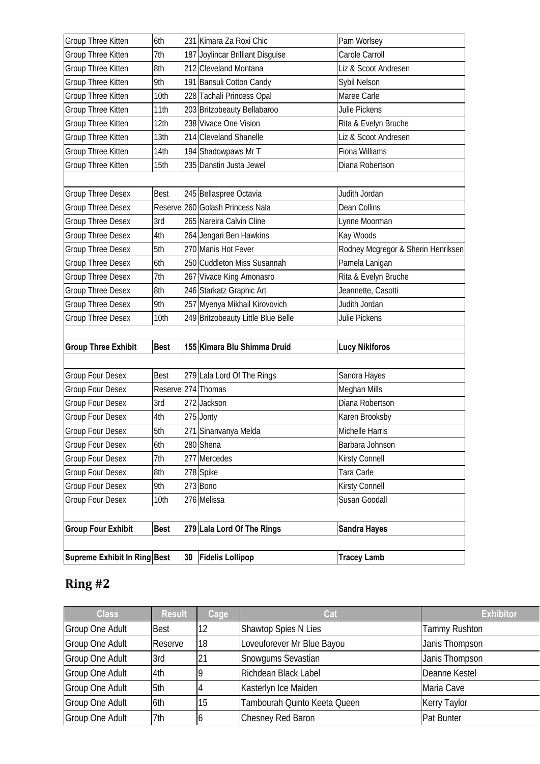| | | | | |
|---|---|---|---|---|
| Group Three Kitten | 6th | 231 | Kimara Za Roxi Chic | Pam Worlsey |
| Group Three Kitten | 7th | 187 | Joylincar Brilliant Disguise | Carole Carroll |
| Group Three Kitten | 8th | 212 | Cleveland Montana | Liz & Scoot Andresen |
| Group Three Kitten | 9th | 191 | Bansuli Cotton Candy | Sybil Nelson |
| Group Three Kitten | 10th | 228 | Tachali Princess Opal | Maree Carle |
| Group Three Kitten | 11th | 203 | Britzobeauty Bellabaroo | Julie Pickens |
| Group Three Kitten | 12th | 238 | Vivace One Vision | Rita & Evelyn Bruche |
| Group Three Kitten | 13th | 214 | Cleveland Shanelle | Liz & Scoot Andresen |
| Group Three Kitten | 14th | 194 | Shadowpaws Mr T | Fiona Williams |
| Group Three Kitten | 15th | 235 | Danstin Justa Jewel | Diana Robertson |
| | | | | |
| Group Three Desex | Best | 245 | Bellaspree Octavia | Judith Jordan |
| Group Three Desex | Reserve | 260 | Golash Princess Nala | Dean Collins |
| Group Three Desex | 3rd | 265 | Nareira Calvin Cline | Lynne Moorman |
| Group Three Desex | 4th | 264 | Jengari Ben Hawkins | Kay Woods |
| Group Three Desex | 5th | 270 | Manis Hot Fever | Rodney Mcgregor & Sherin Henriksen |
| Group Three Desex | 6th | 250 | Cuddleton Miss Susannah | Pamela Lanigan |
| Group Three Desex | 7th | 267 | Vivace King Amonasro | Rita & Evelyn Bruche |
| Group Three Desex | 8th | 246 | Starkatz Graphic Art | Jeannette, Casotti |
| Group Three Desex | 9th | 257 | Myenya Mikhail Kirovovich | Judith Jordan |
| Group Three Desex | 10th | 249 | Britzobeauty Little Blue Belle | Julie Pickens |
| | | | | |
| **Group Three Exhibit** | **Best** | **155** | **Kimara Blu Shimma Druid** | **Lucy Nikiforos** |
| | | | | |
| Group Four Desex | Best | 279 | Lala Lord Of The Rings | Sandra Hayes |
| Group Four Desex | Reserve | 274 | Thomas | Meghan Mills |
| Group Four Desex | 3rd | 272 | Jackson | Diana Robertson |
| Group Four Desex | 4th | 275 | Jonty | Karen Brooksby |
| Group Four Desex | 5th | 271 | Sinanvanya Melda | Michelle Harris |
| Group Four Desex | 6th | 280 | Shena | Barbara Johnson |
| Group Four Desex | 7th | 277 | Mercedes | Kirsty Connell |
| Group Four Desex | 8th | 278 | Spike | Tara Carle |
| Group Four Desex | 9th | 273 | Bono | Kirsty Connell |
| Group Four Desex | 10th | 276 | Melissa | Susan Goodall |
| | | | | |
| **Group Four Exhibit** | **Best** | **279** | **Lala Lord Of The Rings** | **Sandra Hayes** |
| | | | | |
| **Supreme Exhibit In Ring** | **Best** | **30** | **Fidelis Lollipop** | **Tracey Lamb** |

## Ring #2

| Class | Result | Cage | Cat | Exhibitor |
|---|---|---|---|---|
| Group One Adult | Best | 12 | Shawtop Spies N Lies | Tammy Rushton |
| Group One Adult | Reserve | 18 | Loveuforever Mr Blue Bayou | Janis Thompson |
| Group One Adult | 3rd | 21 | Snowgums Sevastian | Janis Thompson |
| Group One Adult | 4th | 9 | Richdean Black Label | Deanne Kestel |
| Group One Adult | 5th | 4 | Kasterlyn Ice Maiden | Maria Cave |
| Group One Adult | 6th | 15 | Tambourah Quinto Keeta Queen | Kerry Taylor |
| Group One Adult | 7th | 6 | Chesney Red Baron | Pat Bunter |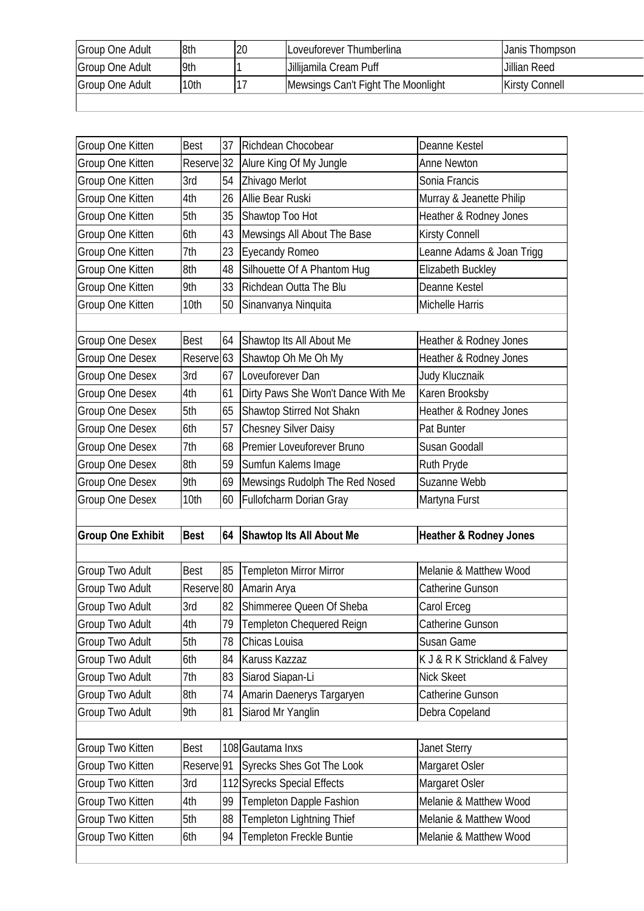| | | | | |
|---|---|---|---|---|
| Group One Adult | 8th | 20 | Loveuforever Thumberlina | Janis Thompson |
| Group One Adult | 9th | 1 | Jillijamila Cream Puff | Jillian Reed |
| Group One Adult | 10th | 17 | Mewsings Can't Fight The Moonlight | Kirsty Connell |

| | | | | |
|---|---|---|---|---|
| Group One Kitten | Best | 37 | Richdean Chocobear | Deanne Kestel |
| Group One Kitten | Reserve | 32 | Alure King Of My Jungle | Anne Newton |
| Group One Kitten | 3rd | 54 | Zhivago Merlot | Sonia Francis |
| Group One Kitten | 4th | 26 | Allie Bear Ruski | Murray & Jeanette Philip |
| Group One Kitten | 5th | 35 | Shawtop Too Hot | Heather & Rodney Jones |
| Group One Kitten | 6th | 43 | Mewsings All About The Base | Kirsty Connell |
| Group One Kitten | 7th | 23 | Eyecandy Romeo | Leanne Adams & Joan Trigg |
| Group One Kitten | 8th | 48 | Silhouette Of A Phantom Hug | Elizabeth Buckley |
| Group One Kitten | 9th | 33 | Richdean Outta The Blu | Deanne Kestel |
| Group One Kitten | 10th | 50 | Sinanvanya Ninquita | Michelle Harris |
| | | | | |
| Group One Desex | Best | 64 | Shawtop Its All About Me | Heather & Rodney Jones |
| Group One Desex | Reserve | 63 | Shawtop Oh Me Oh My | Heather & Rodney Jones |
| Group One Desex | 3rd | 67 | Loveuforever Dan | Judy Klucznaik |
| Group One Desex | 4th | 61 | Dirty Paws She Won't Dance With Me | Karen Brooksby |
| Group One Desex | 5th | 65 | Shawtop Stirred Not Shakn | Heather & Rodney Jones |
| Group One Desex | 6th | 57 | Chesney Silver Daisy | Pat Bunter |
| Group One Desex | 7th | 68 | Premier Loveuforever Bruno | Susan Goodall |
| Group One Desex | 8th | 59 | Sumfun Kalems Image | Ruth Pryde |
| Group One Desex | 9th | 69 | Mewsings Rudolph The Red Nosed | Suzanne Webb |
| Group One Desex | 10th | 60 | Fullofcharm Dorian Gray | Martyna Furst |
| | | | | |
| **Group One Exhibit** | **Best** | **64** | **Shawtop Its All About Me** | **Heather & Rodney Jones** |
| | | | | |
| Group Two Adult | Best | 85 | Templeton Mirror Mirror | Melanie & Matthew Wood |
| Group Two Adult | Reserve | 80 | Amarin Arya | Catherine Gunson |
| Group Two Adult | 3rd | 82 | Shimmeree Queen Of Sheba | Carol Erceg |
| Group Two Adult | 4th | 79 | Templeton Chequered Reign | Catherine Gunson |
| Group Two Adult | 5th | 78 | Chicas Louisa | Susan Game |
| Group Two Adult | 6th | 84 | Karuss Kazzaz | K J & R K Strickland & Falvey |
| Group Two Adult | 7th | 83 | Siarod Siapan-Li | Nick Skeet |
| Group Two Adult | 8th | 74 | Amarin Daenerys Targaryen | Catherine Gunson |
| Group Two Adult | 9th | 81 | Siarod Mr Yanglin | Debra Copeland |
| | | | | |
| Group Two Kitten | Best | 108 | Gautama Inxs | Janet Sterry |
| Group Two Kitten | Reserve | 91 | Syrecks Shes Got The Look | Margaret Osler |
| Group Two Kitten | 3rd | 112 | Syrecks Special Effects | Margaret Osler |
| Group Two Kitten | 4th | 99 | Templeton Dapple Fashion | Melanie & Matthew Wood |
| Group Two Kitten | 5th | 88 | Templeton Lightning Thief | Melanie & Matthew Wood |
| Group Two Kitten | 6th | 94 | Templeton Freckle Buntie | Melanie & Matthew Wood |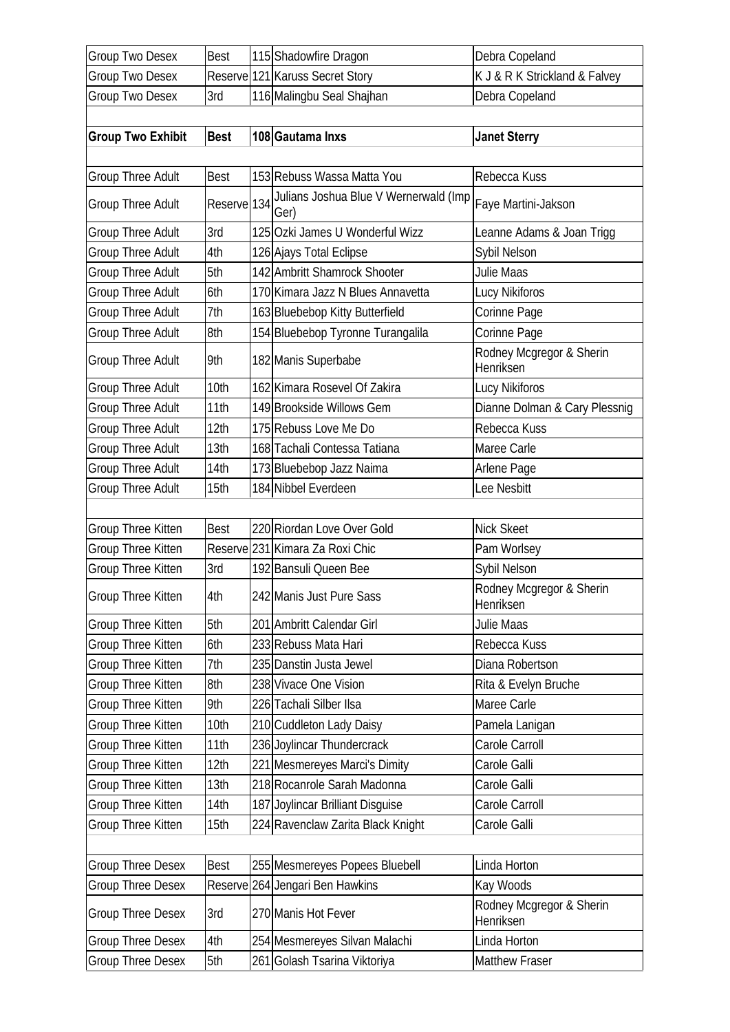| | | | | |
|---|---|---|---|---|
| Group Two Desex | Best | 115 | Shadowfire Dragon | Debra Copeland |
| Group Two Desex | Reserve | 121 | Karuss Secret Story | K J & R K Strickland & Falvey |
| Group Two Desex | 3rd | 116 | Malingbu Seal Shajhan | Debra Copeland |
| | | | | |
| **Group Two Exhibit** | **Best** | **108** | **Gautama Inxs** | **Janet Sterry** |
| | | | | |
| Group Three Adult | Best | 153 | Rebuss Wassa Matta You | Rebecca Kuss |
| Group Three Adult | Reserve | 134 | Julians Joshua Blue V Wernerwald (Imp Ger) | Faye Martini-Jakson |
| Group Three Adult | 3rd | 125 | Ozki James U Wonderful Wizz | Leanne Adams & Joan Trigg |
| Group Three Adult | 4th | 126 | Ajays Total Eclipse | Sybil Nelson |
| Group Three Adult | 5th | 142 | Ambritt Shamrock Shooter | Julie Maas |
| Group Three Adult | 6th | 170 | Kimara Jazz N Blues Annavetta | Lucy Nikiforos |
| Group Three Adult | 7th | 163 | Bluebebop Kitty Butterfield | Corinne Page |
| Group Three Adult | 8th | 154 | Bluebebop Tyronne Turangalila | Corinne Page |
| Group Three Adult | 9th | 182 | Manis Superbabe | Rodney Mcgregor & Sherin Henriksen |
| Group Three Adult | 10th | 162 | Kimara Rosevel Of Zakira | Lucy Nikiforos |
| Group Three Adult | 11th | 149 | Brookside Willows Gem | Dianne Dolman & Cary Plessnig |
| Group Three Adult | 12th | 175 | Rebuss Love Me Do | Rebecca Kuss |
| Group Three Adult | 13th | 168 | Tachali Contessa Tatiana | Maree Carle |
| Group Three Adult | 14th | 173 | Bluebebop Jazz Naima | Arlene Page |
| Group Three Adult | 15th | 184 | Nibbel Everdeen | Lee Nesbitt |
| | | | | |
| Group Three Kitten | Best | 220 | Riordan Love Over Gold | Nick Skeet |
| Group Three Kitten | Reserve | 231 | Kimara Za Roxi Chic | Pam Worlsey |
| Group Three Kitten | 3rd | 192 | Bansuli Queen Bee | Sybil Nelson |
| Group Three Kitten | 4th | 242 | Manis Just Pure Sass | Rodney Mcgregor & Sherin Henriksen |
| Group Three Kitten | 5th | 201 | Ambritt Calendar Girl | Julie Maas |
| Group Three Kitten | 6th | 233 | Rebuss Mata Hari | Rebecca Kuss |
| Group Three Kitten | 7th | 235 | Danstin Justa Jewel | Diana Robertson |
| Group Three Kitten | 8th | 238 | Vivace One Vision | Rita & Evelyn Bruche |
| Group Three Kitten | 9th | 226 | Tachali Silber Ilsa | Maree Carle |
| Group Three Kitten | 10th | 210 | Cuddleton Lady Daisy | Pamela Lanigan |
| Group Three Kitten | 11th | 236 | Joylincar Thundercrack | Carole Carroll |
| Group Three Kitten | 12th | 221 | Mesmereyes Marci's Dimity | Carole Galli |
| Group Three Kitten | 13th | 218 | Rocanrole Sarah Madonna | Carole Galli |
| Group Three Kitten | 14th | 187 | Joylincar Brilliant Disguise | Carole Carroll |
| Group Three Kitten | 15th | 224 | Ravenclaw Zarita Black Knight | Carole Galli |
| | | | | |
| Group Three Desex | Best | 255 | Mesmereyes Popees Bluebell | Linda Horton |
| Group Three Desex | Reserve | 264 | Jengari Ben Hawkins | Kay Woods |
| Group Three Desex | 3rd | 270 | Manis Hot Fever | Rodney Mcgregor & Sherin Henriksen |
| Group Three Desex | 4th | 254 | Mesmereyes Silvan Malachi | Linda Horton |
| Group Three Desex | 5th | 261 | Golash Tsarina Viktoriya | Matthew Fraser |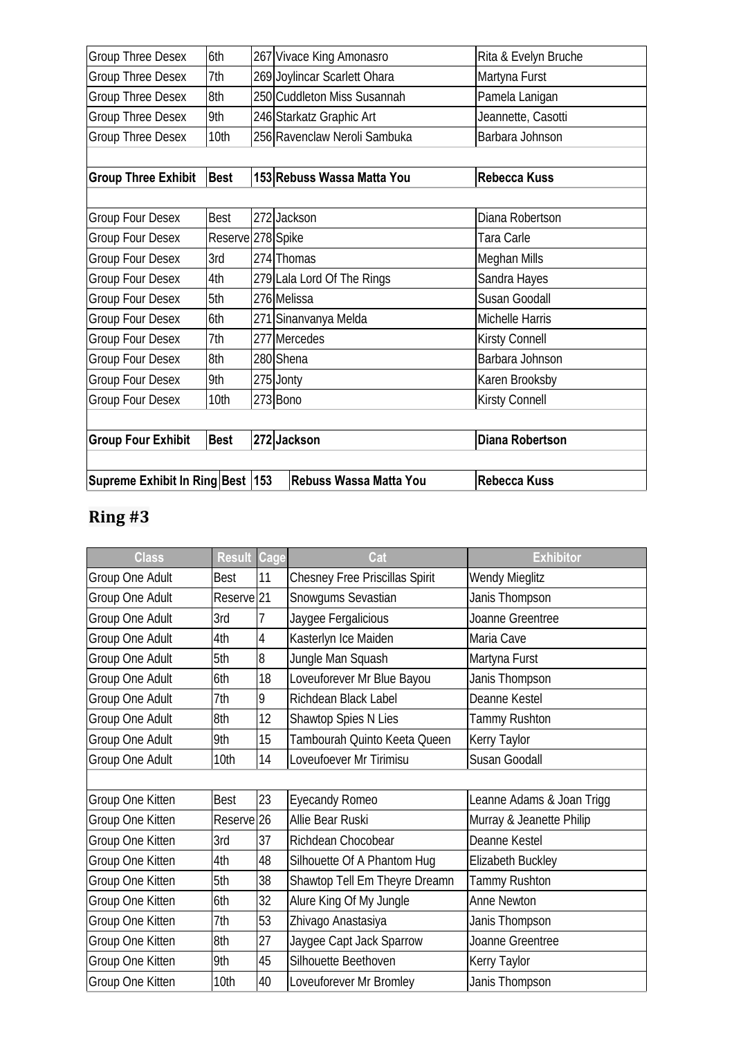| | | | | |
|---|---|---|---|---|
| Group Three Desex | 6th | 267 | Vivace King Amonasro | Rita & Evelyn Bruche |
| Group Three Desex | 7th | 269 | Joylincar Scarlett Ohara | Martyna Furst |
| Group Three Desex | 8th | 250 | Cuddleton Miss Susannah | Pamela Lanigan |
| Group Three Desex | 9th | 246 | Starkatz Graphic Art | Jeannette, Casotti |
| Group Three Desex | 10th | 256 | Ravenclaw Neroli Sambuka | Barbara Johnson |
| | | | | |
| **Group Three Exhibit** | **Best** | **153** | **Rebuss Wassa Matta You** | **Rebecca Kuss** |
| | | | | |
| Group Four Desex | Best | 272 | Jackson | Diana Robertson |
| Group Four Desex | Reserve | 278 | Spike | Tara Carle |
| Group Four Desex | 3rd | 274 | Thomas | Meghan Mills |
| Group Four Desex | 4th | 279 | Lala Lord Of The Rings | Sandra Hayes |
| Group Four Desex | 5th | 276 | Melissa | Susan Goodall |
| Group Four Desex | 6th | 271 | Sinanvanya Melda | Michelle Harris |
| Group Four Desex | 7th | 277 | Mercedes | Kirsty Connell |
| Group Four Desex | 8th | 280 | Shena | Barbara Johnson |
| Group Four Desex | 9th | 275 | Jonty | Karen Brooksby |
| Group Four Desex | 10th | 273 | Bono | Kirsty Connell |
| | | | | |
| **Group Four Exhibit** | **Best** | **272** | **Jackson** | **Diana Robertson** |
| | | | | |
| **Supreme Exhibit In Ring** | **Best** | **153** | **Rebuss Wassa Matta You** | **Rebecca Kuss** |

## Ring #3

| Class | Result | Cage | Cat | Exhibitor |
|---|---|---|---|---|
| Group One Adult | Best | 11 | Chesney Free Priscillas Spirit | Wendy Mieglitz |
| Group One Adult | Reserve | 21 | Snowgums Sevastian | Janis Thompson |
| Group One Adult | 3rd | 7 | Jaygee Fergalicious | Joanne Greentree |
| Group One Adult | 4th | 4 | Kasterlyn Ice Maiden | Maria Cave |
| Group One Adult | 5th | 8 | Jungle Man Squash | Martyna Furst |
| Group One Adult | 6th | 18 | Loveuforever Mr Blue Bayou | Janis Thompson |
| Group One Adult | 7th | 9 | Richdean Black Label | Deanne Kestel |
| Group One Adult | 8th | 12 | Shawtop Spies N Lies | Tammy Rushton |
| Group One Adult | 9th | 15 | Tambourah Quinto Keeta Queen | Kerry Taylor |
| Group One Adult | 10th | 14 | Loveufoever Mr Tirimisu | Susan Goodall |
| | | | | |
| Group One Kitten | Best | 23 | Eyecandy Romeo | Leanne Adams & Joan Trigg |
| Group One Kitten | Reserve | 26 | Allie Bear Ruski | Murray & Jeanette Philip |
| Group One Kitten | 3rd | 37 | Richdean Chocobear | Deanne Kestel |
| Group One Kitten | 4th | 48 | Silhouette Of A Phantom Hug | Elizabeth Buckley |
| Group One Kitten | 5th | 38 | Shawtop Tell Em Theyre Dreamn | Tammy Rushton |
| Group One Kitten | 6th | 32 | Alure King Of My Jungle | Anne Newton |
| Group One Kitten | 7th | 53 | Zhivago Anastasiya | Janis Thompson |
| Group One Kitten | 8th | 27 | Jaygee Capt Jack Sparrow | Joanne Greentree |
| Group One Kitten | 9th | 45 | Silhouette Beethoven | Kerry Taylor |
| Group One Kitten | 10th | 40 | Loveuforever Mr Bromley | Janis Thompson |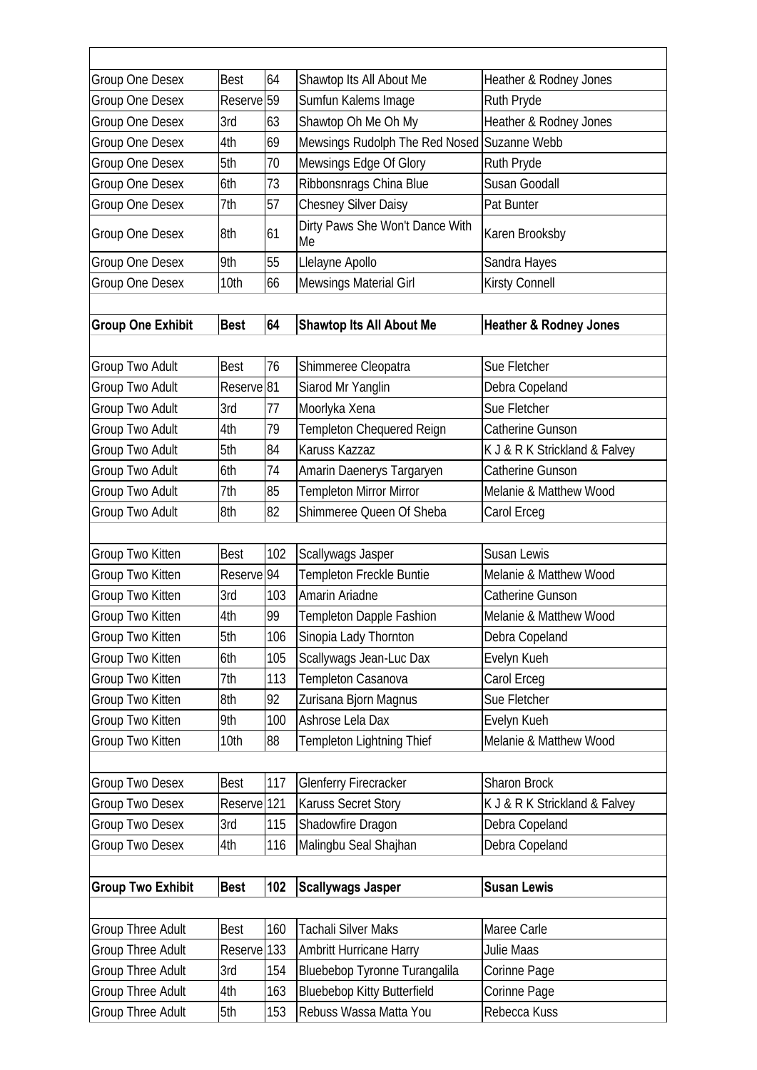| | | | | |
|---|---|---|---|---|
| Group One Desex | Best | 64 | Shawtop Its All About Me | Heather & Rodney Jones |
| Group One Desex | Reserve | 59 | Sumfun Kalems Image | Ruth Pryde |
| Group One Desex | 3rd | 63 | Shawtop Oh Me Oh My | Heather & Rodney Jones |
| Group One Desex | 4th | 69 | Mewsings Rudolph The Red Nosed | Suzanne Webb |
| Group One Desex | 5th | 70 | Mewsings Edge Of Glory | Ruth Pryde |
| Group One Desex | 6th | 73 | Ribbonsnrags China Blue | Susan Goodall |
| Group One Desex | 7th | 57 | Chesney Silver Daisy | Pat Bunter |
| Group One Desex | 8th | 61 | Dirty Paws She Won't Dance With Me | Karen Brooksby |
| Group One Desex | 9th | 55 | Llelayne Apollo | Sandra Hayes |
| Group One Desex | 10th | 66 | Mewsings Material Girl | Kirsty Connell |
| | | | | |
| **Group One Exhibit** | **Best** | **64** | **Shawtop Its All About Me** | **Heather & Rodney Jones** |
| | | | | |
| Group Two Adult | Best | 76 | Shimmeree Cleopatra | Sue Fletcher |
| Group Two Adult | Reserve | 81 | Siarod Mr Yanglin | Debra Copeland |
| Group Two Adult | 3rd | 77 | Moorlyka Xena | Sue Fletcher |
| Group Two Adult | 4th | 79 | Templeton Chequered Reign | Catherine Gunson |
| Group Two Adult | 5th | 84 | Karuss Kazzaz | K J & R K Strickland & Falvey |
| Group Two Adult | 6th | 74 | Amarin Daenerys Targaryen | Catherine Gunson |
| Group Two Adult | 7th | 85 | Templeton Mirror Mirror | Melanie & Matthew Wood |
| Group Two Adult | 8th | 82 | Shimmeree Queen Of Sheba | Carol Erceg |
| | | | | |
| Group Two Kitten | Best | 102 | Scallywags Jasper | Susan Lewis |
| Group Two Kitten | Reserve | 94 | Templeton Freckle Buntie | Melanie & Matthew Wood |
| Group Two Kitten | 3rd | 103 | Amarin Ariadne | Catherine Gunson |
| Group Two Kitten | 4th | 99 | Templeton Dapple Fashion | Melanie & Matthew Wood |
| Group Two Kitten | 5th | 106 | Sinopia Lady Thornton | Debra Copeland |
| Group Two Kitten | 6th | 105 | Scallywags Jean-Luc Dax | Evelyn Kueh |
| Group Two Kitten | 7th | 113 | Templeton Casanova | Carol Erceg |
| Group Two Kitten | 8th | 92 | Zurisana Bjorn Magnus | Sue Fletcher |
| Group Two Kitten | 9th | 100 | Ashrose Lela Dax | Evelyn Kueh |
| Group Two Kitten | 10th | 88 | Templeton Lightning Thief | Melanie & Matthew Wood |
| | | | | |
| Group Two Desex | Best | 117 | Glenferry Firecracker | Sharon Brock |
| Group Two Desex | Reserve | 121 | Karuss Secret Story | K J & R K Strickland & Falvey |
| Group Two Desex | 3rd | 115 | Shadowfire Dragon | Debra Copeland |
| Group Two Desex | 4th | 116 | Malingbu Seal Shajhan | Debra Copeland |
| | | | | |
| **Group Two Exhibit** | **Best** | **102** | **Scallywags Jasper** | **Susan Lewis** |
| | | | | |
| Group Three Adult | Best | 160 | Tachali Silver Maks | Maree Carle |
| Group Three Adult | Reserve | 133 | Ambritt Hurricane Harry | Julie Maas |
| Group Three Adult | 3rd | 154 | Bluebebop Tyronne Turangalila | Corinne Page |
| Group Three Adult | 4th | 163 | Bluebebop Kitty Butterfield | Corinne Page |
| Group Three Adult | 5th | 153 | Rebuss Wassa Matta You | Rebecca Kuss |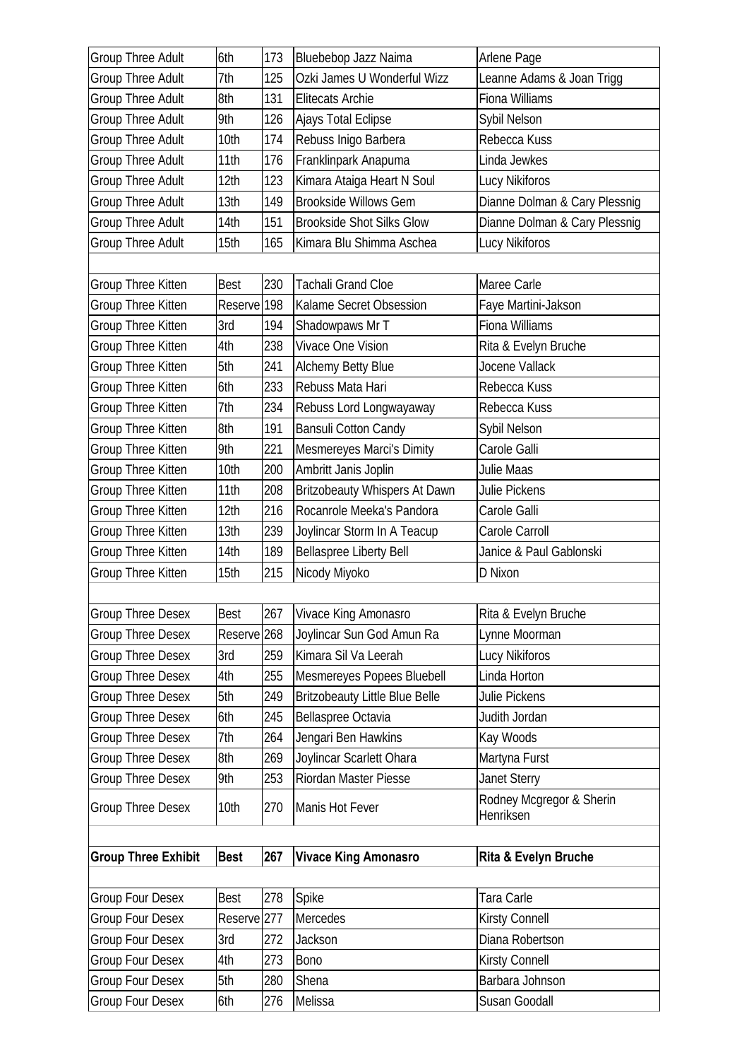| Group Three Adult | 6th | 173 | Bluebebop Jazz Naima | Arlene Page |
|---|---|---|---|---|
| Group Three Adult | 7th | 125 | Ozki James U Wonderful Wizz | Leanne Adams & Joan Trigg |
| Group Three Adult | 8th | 131 | Elitecats Archie | Fiona Williams |
| Group Three Adult | 9th | 126 | Ajays Total Eclipse | Sybil Nelson |
| Group Three Adult | 10th | 174 | Rebuss Inigo Barbera | Rebecca Kuss |
| Group Three Adult | 11th | 176 | Franklinpark Anapuma | Linda Jewkes |
| Group Three Adult | 12th | 123 | Kimara Ataiga Heart N Soul | Lucy Nikiforos |
| Group Three Adult | 13th | 149 | Brookside Willows Gem | Dianne Dolman & Cary Plessnig |
| Group Three Adult | 14th | 151 | Brookside Shot Silks Glow | Dianne Dolman & Cary Plessnig |
| Group Three Adult | 15th | 165 | Kimara Blu Shimma Aschea | Lucy Nikiforos |
| | | | | |
| Group Three Kitten | Best | 230 | Tachali Grand Cloe | Maree Carle |
| Group Three Kitten | Reserve | 198 | Kalame Secret Obsession | Faye Martini-Jakson |
| Group Three Kitten | 3rd | 194 | Shadowpaws Mr T | Fiona Williams |
| Group Three Kitten | 4th | 238 | Vivace One Vision | Rita & Evelyn Bruche |
| Group Three Kitten | 5th | 241 | Alchemy Betty Blue | Jocene Vallack |
| Group Three Kitten | 6th | 233 | Rebuss Mata Hari | Rebecca Kuss |
| Group Three Kitten | 7th | 234 | Rebuss Lord Longwayaway | Rebecca Kuss |
| Group Three Kitten | 8th | 191 | Bansuli Cotton Candy | Sybil Nelson |
| Group Three Kitten | 9th | 221 | Mesmereyes Marci's Dimity | Carole Galli |
| Group Three Kitten | 10th | 200 | Ambritt Janis Joplin | Julie Maas |
| Group Three Kitten | 11th | 208 | Britzobeauty Whispers At Dawn | Julie Pickens |
| Group Three Kitten | 12th | 216 | Rocanrole Meeka's Pandora | Carole Galli |
| Group Three Kitten | 13th | 239 | Joylincar Storm In A Teacup | Carole Carroll |
| Group Three Kitten | 14th | 189 | Bellaspree Liberty Bell | Janice & Paul Gablonski |
| Group Three Kitten | 15th | 215 | Nicody Miyoko | D Nixon |
| | | | | |
| Group Three Desex | Best | 267 | Vivace King Amonasro | Rita & Evelyn Bruche |
| Group Three Desex | Reserve | 268 | Joylincar Sun God Amun Ra | Lynne Moorman |
| Group Three Desex | 3rd | 259 | Kimara Sil Va Leerah | Lucy Nikiforos |
| Group Three Desex | 4th | 255 | Mesmereyes Popees Bluebell | Linda Horton |
| Group Three Desex | 5th | 249 | Britzobeauty Little Blue Belle | Julie Pickens |
| Group Three Desex | 6th | 245 | Bellaspree Octavia | Judith Jordan |
| Group Three Desex | 7th | 264 | Jengari Ben Hawkins | Kay Woods |
| Group Three Desex | 8th | 269 | Joylincar Scarlett Ohara | Martyna Furst |
| Group Three Desex | 9th | 253 | Riordan Master Piesse | Janet Sterry |
| Group Three Desex | 10th | 270 | Manis Hot Fever | Rodney Mcgregor & Sherin Henriksen |
| | | | | |
| **Group Three Exhibit** | **Best** | **267** | **Vivace King Amonasro** | **Rita & Evelyn Bruche** |
| | | | | |
| Group Four Desex | Best | 278 | Spike | Tara Carle |
| Group Four Desex | Reserve | 277 | Mercedes | Kirsty Connell |
| Group Four Desex | 3rd | 272 | Jackson | Diana Robertson |
| Group Four Desex | 4th | 273 | Bono | Kirsty Connell |
| Group Four Desex | 5th | 280 | Shena | Barbara Johnson |
| Group Four Desex | 6th | 276 | Melissa | Susan Goodall |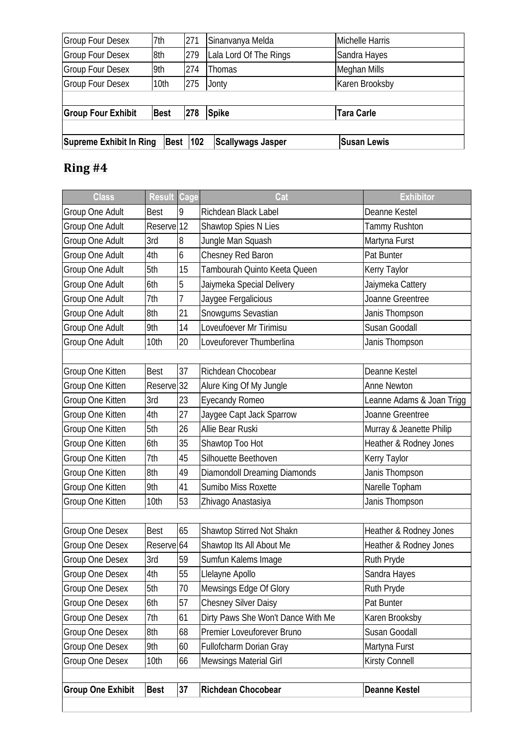| | | | | |
|---|---|---|---|---|
| Group Four Desex | 7th | 271 | Sinanvanya Melda | Michelle Harris |
| Group Four Desex | 8th | 279 | Lala Lord Of The Rings | Sandra Hayes |
| Group Four Desex | 9th | 274 | Thomas | Meghan Mills |
| Group Four Desex | 10th | 275 | Jonty | Karen Brooksby |
| | | | | |
| **Group Four Exhibit** | **Best** | **278** | **Spike** | **Tara Carle** |
| | | | | |
| **Supreme Exhibit In Ring** | **Best** | **102** | **Scallywags Jasper** | **Susan Lewis** |

## Ring #4

| Class | Result | Cage | Cat | Exhibitor |
|---|---|---|---|---|
| Group One Adult | Best | 9 | Richdean Black Label | Deanne Kestel |
| Group One Adult | Reserve | 12 | Shawtop Spies N Lies | Tammy Rushton |
| Group One Adult | 3rd | 8 | Jungle Man Squash | Martyna Furst |
| Group One Adult | 4th | 6 | Chesney Red Baron | Pat Bunter |
| Group One Adult | 5th | 15 | Tambourah Quinto Keeta Queen | Kerry Taylor |
| Group One Adult | 6th | 5 | Jaiymeka Special Delivery | Jaiymeka Cattery |
| Group One Adult | 7th | 7 | Jaygee Fergalicious | Joanne Greentree |
| Group One Adult | 8th | 21 | Snowgums Sevastian | Janis Thompson |
| Group One Adult | 9th | 14 | Loveufoever Mr Tirimisu | Susan Goodall |
| Group One Adult | 10th | 20 | Loveuforever Thumberlina | Janis Thompson |
| | | | | |
| Group One Kitten | Best | 37 | Richdean Chocobear | Deanne Kestel |
| Group One Kitten | Reserve | 32 | Alure King Of My Jungle | Anne Newton |
| Group One Kitten | 3rd | 23 | Eyecandy Romeo | Leanne Adams & Joan Trigg |
| Group One Kitten | 4th | 27 | Jaygee Capt Jack Sparrow | Joanne Greentree |
| Group One Kitten | 5th | 26 | Allie Bear Ruski | Murray & Jeanette Philip |
| Group One Kitten | 6th | 35 | Shawtop Too Hot | Heather & Rodney Jones |
| Group One Kitten | 7th | 45 | Silhouette Beethoven | Kerry Taylor |
| Group One Kitten | 8th | 49 | Diamondoll Dreaming Diamonds | Janis Thompson |
| Group One Kitten | 9th | 41 | Sumibo Miss Roxette | Narelle Topham |
| Group One Kitten | 10th | 53 | Zhivago Anastasiya | Janis Thompson |
| | | | | |
| Group One Desex | Best | 65 | Shawtop Stirred Not Shakn | Heather & Rodney Jones |
| Group One Desex | Reserve | 64 | Shawtop Its All About Me | Heather & Rodney Jones |
| Group One Desex | 3rd | 59 | Sumfun Kalems Image | Ruth Pryde |
| Group One Desex | 4th | 55 | Llelayne Apollo | Sandra Hayes |
| Group One Desex | 5th | 70 | Mewsings Edge Of Glory | Ruth Pryde |
| Group One Desex | 6th | 57 | Chesney Silver Daisy | Pat Bunter |
| Group One Desex | 7th | 61 | Dirty Paws She Won't Dance With Me | Karen Brooksby |
| Group One Desex | 8th | 68 | Premier Loveuforever Bruno | Susan Goodall |
| Group One Desex | 9th | 60 | Fullofcharm Dorian Gray | Martyna Furst |
| Group One Desex | 10th | 66 | Mewsings Material Girl | Kirsty Connell |
| | | | | |
| **Group One Exhibit** | **Best** | **37** | **Richdean Chocobear** | **Deanne Kestel** |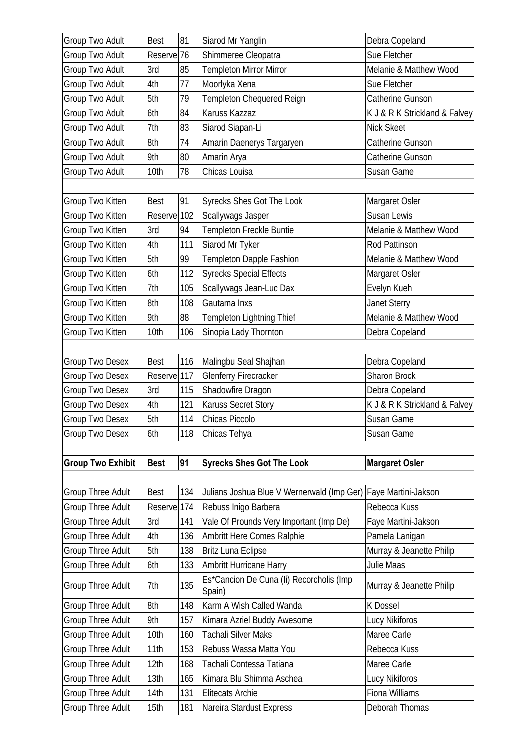| | | | | |
|---|---|---|---|---|
| Group Two Adult | Best | 81 | Siarod Mr Yanglin | Debra Copeland |
| Group Two Adult | Reserve | 76 | Shimmeree Cleopatra | Sue Fletcher |
| Group Two Adult | 3rd | 85 | Templeton Mirror Mirror | Melanie & Matthew Wood |
| Group Two Adult | 4th | 77 | Moorlyka Xena | Sue Fletcher |
| Group Two Adult | 5th | 79 | Templeton Chequered Reign | Catherine Gunson |
| Group Two Adult | 6th | 84 | Karuss Kazzaz | K J & R K Strickland & Falvey |
| Group Two Adult | 7th | 83 | Siarod Siapan-Li | Nick Skeet |
| Group Two Adult | 8th | 74 | Amarin Daenerys Targaryen | Catherine Gunson |
| Group Two Adult | 9th | 80 | Amarin Arya | Catherine Gunson |
| Group Two Adult | 10th | 78 | Chicas Louisa | Susan Game |
| | | | | |
| Group Two Kitten | Best | 91 | Syrecks Shes Got The Look | Margaret Osler |
| Group Two Kitten | Reserve | 102 | Scallywags Jasper | Susan Lewis |
| Group Two Kitten | 3rd | 94 | Templeton Freckle Buntie | Melanie & Matthew Wood |
| Group Two Kitten | 4th | 111 | Siarod Mr Tyker | Rod Pattinson |
| Group Two Kitten | 5th | 99 | Templeton Dapple Fashion | Melanie & Matthew Wood |
| Group Two Kitten | 6th | 112 | Syrecks Special Effects | Margaret Osler |
| Group Two Kitten | 7th | 105 | Scallywags Jean-Luc Dax | Evelyn Kueh |
| Group Two Kitten | 8th | 108 | Gautama Inxs | Janet Sterry |
| Group Two Kitten | 9th | 88 | Templeton Lightning Thief | Melanie & Matthew Wood |
| Group Two Kitten | 10th | 106 | Sinopia Lady Thornton | Debra Copeland |
| | | | | |
| Group Two Desex | Best | 116 | Malingbu Seal Shajhan | Debra Copeland |
| Group Two Desex | Reserve | 117 | Glenferry Firecracker | Sharon Brock |
| Group Two Desex | 3rd | 115 | Shadowfire Dragon | Debra Copeland |
| Group Two Desex | 4th | 121 | Karuss Secret Story | K J & R K Strickland & Falvey |
| Group Two Desex | 5th | 114 | Chicas Piccolo | Susan Game |
| Group Two Desex | 6th | 118 | Chicas Tehya | Susan Game |
| | | | | |
| **Group Two Exhibit** | **Best** | **91** | **Syrecks Shes Got The Look** | **Margaret Osler** |
| | | | | |
| Group Three Adult | Best | 134 | Julians Joshua Blue V Wernerwald (Imp Ger) | Faye Martini-Jakson |
| Group Three Adult | Reserve | 174 | Rebuss Inigo Barbera | Rebecca Kuss |
| Group Three Adult | 3rd | 141 | Vale Of Prounds Very Important (Imp De) | Faye Martini-Jakson |
| Group Three Adult | 4th | 136 | Ambritt Here Comes Ralphie | Pamela Lanigan |
| Group Three Adult | 5th | 138 | Britz Luna Eclipse | Murray & Jeanette Philip |
| Group Three Adult | 6th | 133 | Ambritt Hurricane Harry | Julie Maas |
| Group Three Adult | 7th | 135 | Es*Cancion De Cuna (Ii) Recorcholis (Imp Spain) | Murray & Jeanette Philip |
| Group Three Adult | 8th | 148 | Karm A Wish Called Wanda | K Dossel |
| Group Three Adult | 9th | 157 | Kimara Azriel Buddy Awesome | Lucy Nikiforos |
| Group Three Adult | 10th | 160 | Tachali Silver Maks | Maree Carle |
| Group Three Adult | 11th | 153 | Rebuss Wassa Matta You | Rebecca Kuss |
| Group Three Adult | 12th | 168 | Tachali Contessa Tatiana | Maree Carle |
| Group Three Adult | 13th | 165 | Kimara Blu Shimma Aschea | Lucy Nikiforos |
| Group Three Adult | 14th | 131 | Elitecats Archie | Fiona Williams |
| Group Three Adult | 15th | 181 | Nareira Stardust Express | Deborah Thomas |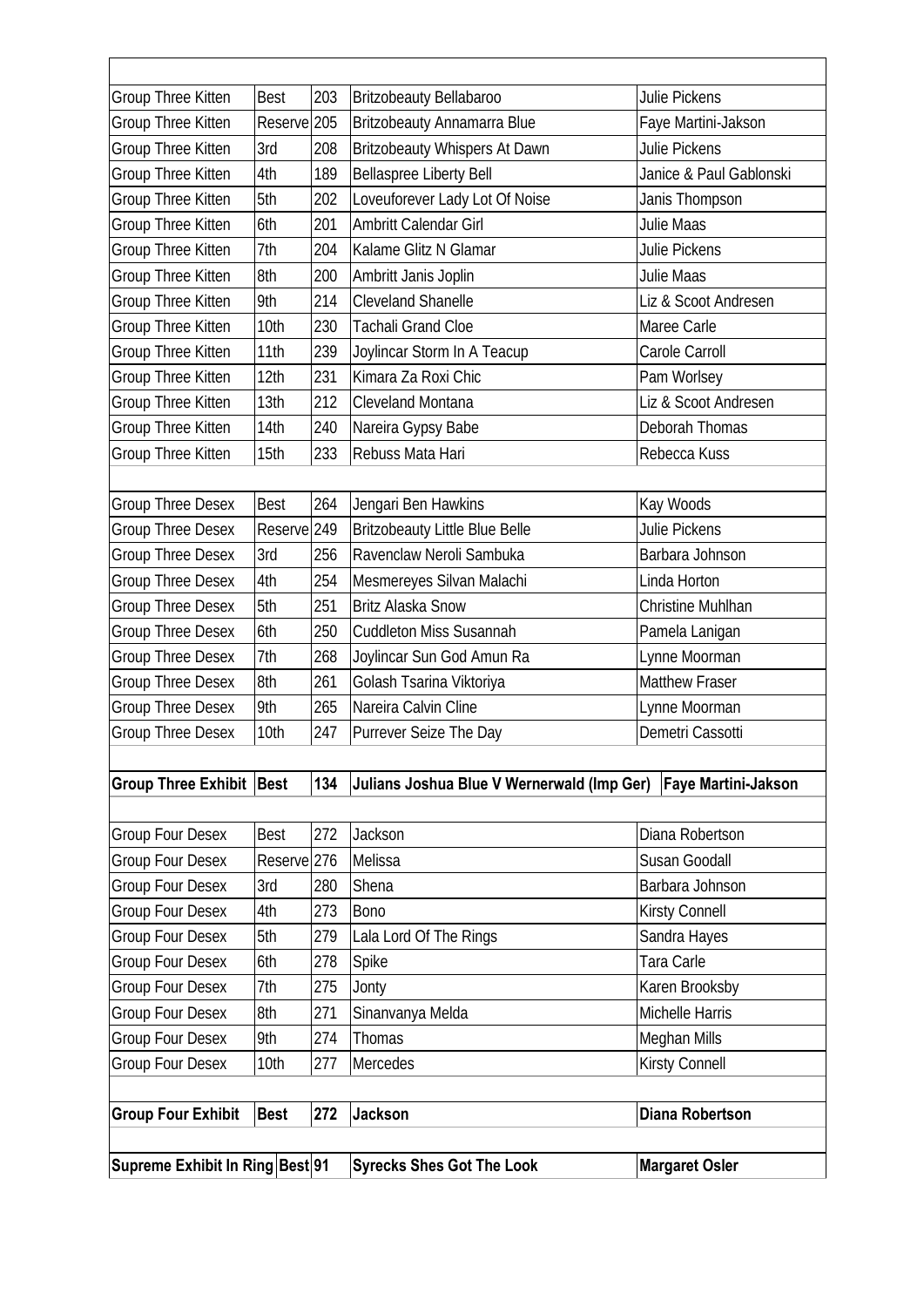| | | | | |
|---|---|---|---|---|
| Group Three Kitten | Best | 203 | Britzobeauty Bellabaroo | Julie Pickens |
| Group Three Kitten | Reserve | 205 | Britzobeauty Annamarra Blue | Faye Martini-Jakson |
| Group Three Kitten | 3rd | 208 | Britzobeauty Whispers At Dawn | Julie Pickens |
| Group Three Kitten | 4th | 189 | Bellaspree Liberty Bell | Janice & Paul Gablonski |
| Group Three Kitten | 5th | 202 | Loveuforever Lady Lot Of Noise | Janis Thompson |
| Group Three Kitten | 6th | 201 | Ambritt Calendar Girl | Julie Maas |
| Group Three Kitten | 7th | 204 | Kalame Glitz N Glamar | Julie Pickens |
| Group Three Kitten | 8th | 200 | Ambritt Janis Joplin | Julie Maas |
| Group Three Kitten | 9th | 214 | Cleveland Shanelle | Liz & Scoot Andresen |
| Group Three Kitten | 10th | 230 | Tachali Grand Cloe | Maree Carle |
| Group Three Kitten | 11th | 239 | Joylincar Storm In A Teacup | Carole Carroll |
| Group Three Kitten | 12th | 231 | Kimara Za Roxi Chic | Pam Worlsey |
| Group Three Kitten | 13th | 212 | Cleveland Montana | Liz & Scoot Andresen |
| Group Three Kitten | 14th | 240 | Nareira Gypsy Babe | Deborah Thomas |
| Group Three Kitten | 15th | 233 | Rebuss Mata Hari | Rebecca Kuss |
| | | | | |
| Group Three Desex | Best | 264 | Jengari Ben Hawkins | Kay Woods |
| Group Three Desex | Reserve | 249 | Britzobeauty Little Blue Belle | Julie Pickens |
| Group Three Desex | 3rd | 256 | Ravenclaw Neroli Sambuka | Barbara Johnson |
| Group Three Desex | 4th | 254 | Mesmereyes Silvan Malachi | Linda Horton |
| Group Three Desex | 5th | 251 | Britz Alaska Snow | Christine Muhlhan |
| Group Three Desex | 6th | 250 | Cuddleton Miss Susannah | Pamela Lanigan |
| Group Three Desex | 7th | 268 | Joylincar Sun God Amun Ra | Lynne Moorman |
| Group Three Desex | 8th | 261 | Golash Tsarina Viktoriya | Matthew Fraser |
| Group Three Desex | 9th | 265 | Nareira Calvin Cline | Lynne Moorman |
| Group Three Desex | 10th | 247 | Purrever Seize The Day | Demetri Cassotti |
| | | | | |
| **Group Three Exhibit** | **Best** | **134** | **Julians Joshua Blue V Wernerwald (Imp Ger)** | **Faye Martini-Jakson** |
| | | | | |
| Group Four Desex | Best | 272 | Jackson | Diana Robertson |
| Group Four Desex | Reserve | 276 | Melissa | Susan Goodall |
| Group Four Desex | 3rd | 280 | Shena | Barbara Johnson |
| Group Four Desex | 4th | 273 | Bono | Kirsty Connell |
| Group Four Desex | 5th | 279 | Lala Lord Of The Rings | Sandra Hayes |
| Group Four Desex | 6th | 278 | Spike | Tara Carle |
| Group Four Desex | 7th | 275 | Jonty | Karen Brooksby |
| Group Four Desex | 8th | 271 | Sinanvanya Melda | Michelle Harris |
| Group Four Desex | 9th | 274 | Thomas | Meghan Mills |
| Group Four Desex | 10th | 277 | Mercedes | Kirsty Connell |
| | | | | |
| **Group Four Exhibit** | **Best** | **272** | **Jackson** | **Diana Robertson** |
| | | | | |
| **Supreme Exhibit In Ring** | **Best** | **91** | **Syrecks Shes Got The Look** | **Margaret Osler** |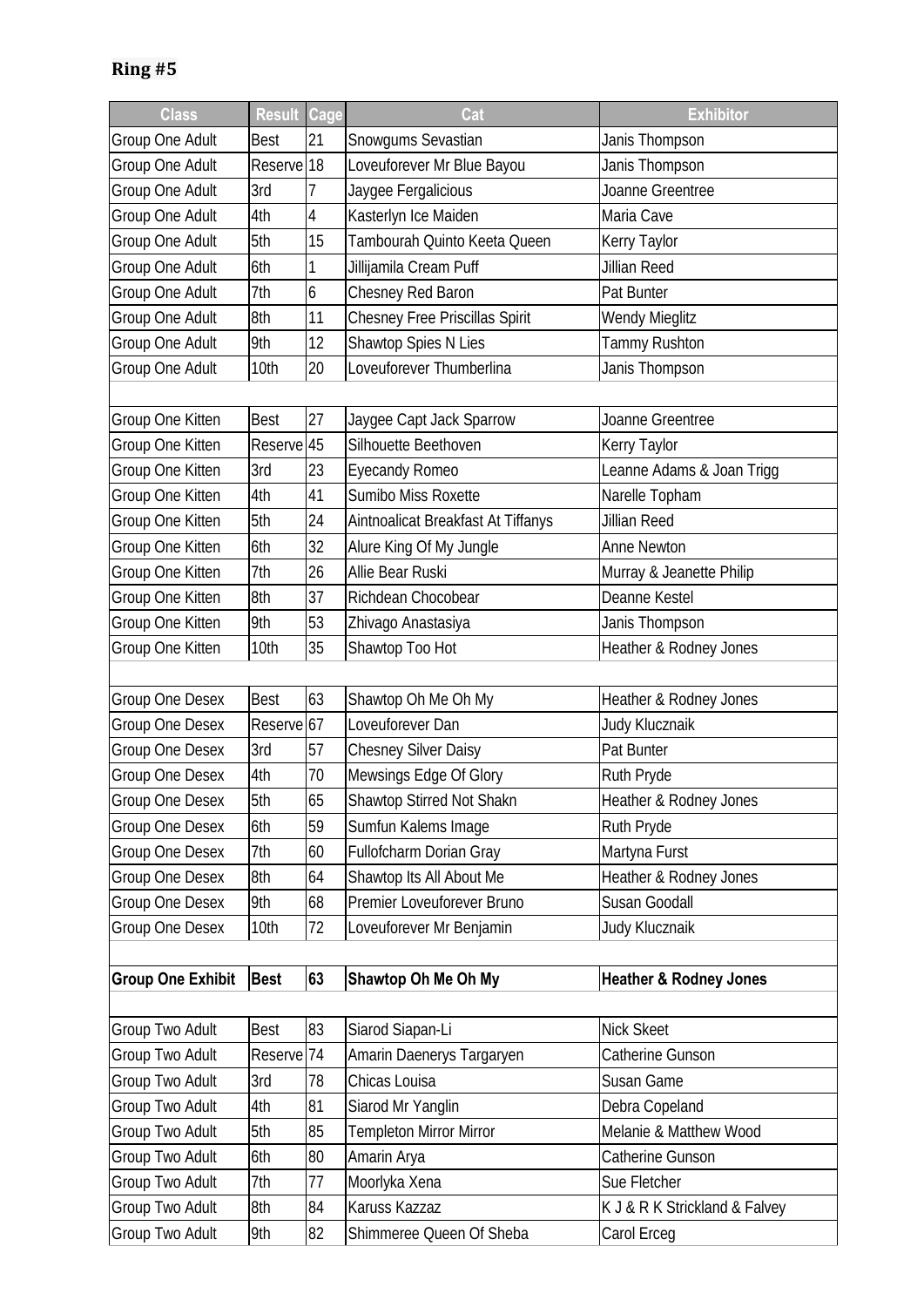# Ring #5

| Class | Result | Cage | Cat | Exhibitor |
|---|---|---|---|---|
| Group One Adult | Best | 21 | Snowgums Sevastian | Janis Thompson |
| Group One Adult | Reserve | 18 | Loveuforever Mr Blue Bayou | Janis Thompson |
| Group One Adult | 3rd | 7 | Jaygee Fergalicious | Joanne Greentree |
| Group One Adult | 4th | 4 | Kasterlyn Ice Maiden | Maria Cave |
| Group One Adult | 5th | 15 | Tambourah Quinto Keeta Queen | Kerry Taylor |
| Group One Adult | 6th | 1 | Jillijamila Cream Puff | Jillian Reed |
| Group One Adult | 7th | 6 | Chesney Red Baron | Pat Bunter |
| Group One Adult | 8th | 11 | Chesney Free Priscillas Spirit | Wendy Mieglitz |
| Group One Adult | 9th | 12 | Shawtop Spies N Lies | Tammy Rushton |
| Group One Adult | 10th | 20 | Loveuforever Thumberlina | Janis Thompson |
| | | | | |
| Group One Kitten | Best | 27 | Jaygee Capt Jack Sparrow | Joanne Greentree |
| Group One Kitten | Reserve | 45 | Silhouette Beethoven | Kerry Taylor |
| Group One Kitten | 3rd | 23 | Eyecandy Romeo | Leanne Adams & Joan Trigg |
| Group One Kitten | 4th | 41 | Sumibo Miss Roxette | Narelle Topham |
| Group One Kitten | 5th | 24 | Aintnoalicat Breakfast At Tiffanys | Jillian Reed |
| Group One Kitten | 6th | 32 | Alure King Of My Jungle | Anne Newton |
| Group One Kitten | 7th | 26 | Allie Bear Ruski | Murray & Jeanette Philip |
| Group One Kitten | 8th | 37 | Richdean Chocobear | Deanne Kestel |
| Group One Kitten | 9th | 53 | Zhivago Anastasiya | Janis Thompson |
| Group One Kitten | 10th | 35 | Shawtop Too Hot | Heather & Rodney Jones |
| | | | | |
| Group One Desex | Best | 63 | Shawtop Oh Me Oh My | Heather & Rodney Jones |
| Group One Desex | Reserve | 67 | Loveuforever Dan | Judy Klucznaik |
| Group One Desex | 3rd | 57 | Chesney Silver Daisy | Pat Bunter |
| Group One Desex | 4th | 70 | Mewsings Edge Of Glory | Ruth Pryde |
| Group One Desex | 5th | 65 | Shawtop Stirred Not Shakn | Heather & Rodney Jones |
| Group One Desex | 6th | 59 | Sumfun Kalems Image | Ruth Pryde |
| Group One Desex | 7th | 60 | Fullofcharm Dorian Gray | Martyna Furst |
| Group One Desex | 8th | 64 | Shawtop Its All About Me | Heather & Rodney Jones |
| Group One Desex | 9th | 68 | Premier Loveuforever Bruno | Susan Goodall |
| Group One Desex | 10th | 72 | Loveuforever Mr Benjamin | Judy Klucznaik |
| | | | | |
| **Group One Exhibit** | **Best** | **63** | **Shawtop Oh Me Oh My** | **Heather & Rodney Jones** |
| | | | | |
| Group Two Adult | Best | 83 | Siarod Siapan-Li | Nick Skeet |
| Group Two Adult | Reserve | 74 | Amarin Daenerys Targaryen | Catherine Gunson |
| Group Two Adult | 3rd | 78 | Chicas Louisa | Susan Game |
| Group Two Adult | 4th | 81 | Siarod Mr Yanglin | Debra Copeland |
| Group Two Adult | 5th | 85 | Templeton Mirror Mirror | Melanie & Matthew Wood |
| Group Two Adult | 6th | 80 | Amarin Arya | Catherine Gunson |
| Group Two Adult | 7th | 77 | Moorlyka Xena | Sue Fletcher |
| Group Two Adult | 8th | 84 | Karuss Kazzaz | K J & R K Strickland & Falvey |
| Group Two Adult | 9th | 82 | Shimmeree Queen Of Sheba | Carol Erceg |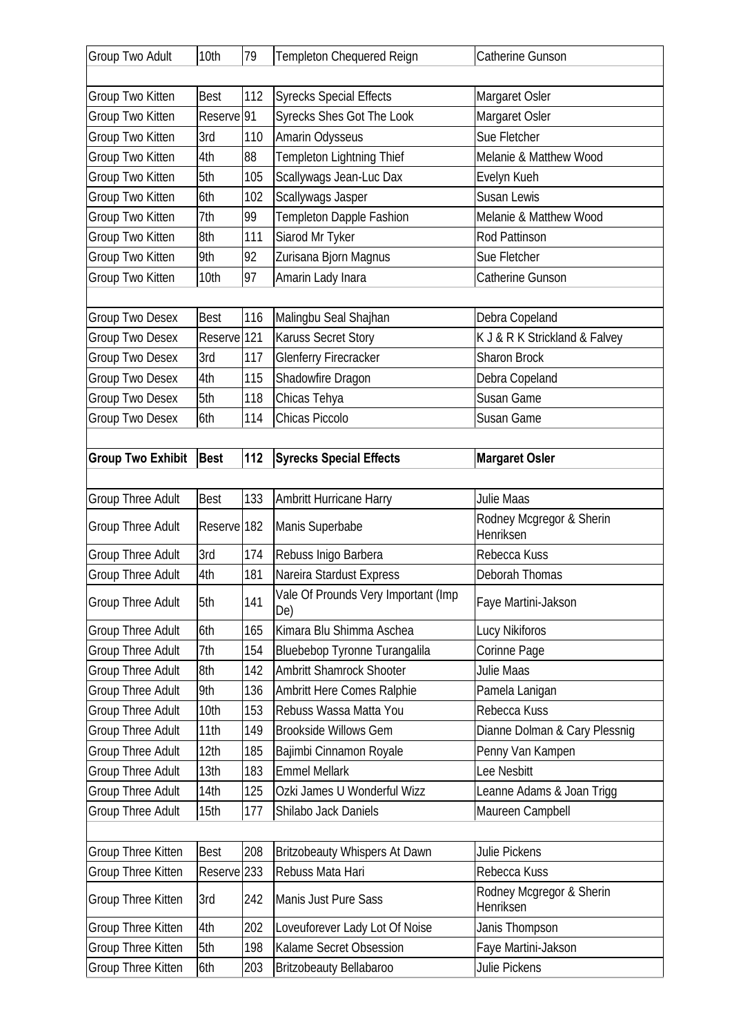| | | | | |
|---|---|---|---|---|
| Group Two Adult | 10th | 79 | Templeton Chequered Reign | Catherine Gunson |
| | | | | |
| Group Two Kitten | Best | 112 | Syrecks Special Effects | Margaret Osler |
| Group Two Kitten | Reserve | 91 | Syrecks Shes Got The Look | Margaret Osler |
| Group Two Kitten | 3rd | 110 | Amarin Odysseus | Sue Fletcher |
| Group Two Kitten | 4th | 88 | Templeton Lightning Thief | Melanie & Matthew Wood |
| Group Two Kitten | 5th | 105 | Scallywags Jean-Luc Dax | Evelyn Kueh |
| Group Two Kitten | 6th | 102 | Scallywags Jasper | Susan Lewis |
| Group Two Kitten | 7th | 99 | Templeton Dapple Fashion | Melanie & Matthew Wood |
| Group Two Kitten | 8th | 111 | Siarod Mr Tyker | Rod Pattinson |
| Group Two Kitten | 9th | 92 | Zurisana Bjorn Magnus | Sue Fletcher |
| Group Two Kitten | 10th | 97 | Amarin Lady Inara | Catherine Gunson |
| | | | | |
| Group Two Desex | Best | 116 | Malingbu Seal Shajhan | Debra Copeland |
| Group Two Desex | Reserve | 121 | Karuss Secret Story | K J & R K Strickland & Falvey |
| Group Two Desex | 3rd | 117 | Glenferry Firecracker | Sharon Brock |
| Group Two Desex | 4th | 115 | Shadowfire Dragon | Debra Copeland |
| Group Two Desex | 5th | 118 | Chicas Tehya | Susan Game |
| Group Two Desex | 6th | 114 | Chicas Piccolo | Susan Game |
| | | | | |
| **Group Two Exhibit** | **Best** | **112** | **Syrecks Special Effects** | **Margaret Osler** |
| | | | | |
| Group Three Adult | Best | 133 | Ambritt Hurricane Harry | Julie Maas |
| Group Three Adult | Reserve | 182 | Manis Superbabe | Rodney Mcgregor & Sherin Henriksen |
| Group Three Adult | 3rd | 174 | Rebuss Inigo Barbera | Rebecca Kuss |
| Group Three Adult | 4th | 181 | Nareira Stardust Express | Deborah Thomas |
| Group Three Adult | 5th | 141 | Vale Of Prounds Very Important (Imp De) | Faye Martini-Jakson |
| Group Three Adult | 6th | 165 | Kimara Blu Shimma Aschea | Lucy Nikiforos |
| Group Three Adult | 7th | 154 | Bluebebop Tyronne Turangalila | Corinne Page |
| Group Three Adult | 8th | 142 | Ambritt Shamrock Shooter | Julie Maas |
| Group Three Adult | 9th | 136 | Ambritt Here Comes Ralphie | Pamela Lanigan |
| Group Three Adult | 10th | 153 | Rebuss Wassa Matta You | Rebecca Kuss |
| Group Three Adult | 11th | 149 | Brookside Willows Gem | Dianne Dolman & Cary Plessnig |
| Group Three Adult | 12th | 185 | Bajimbi Cinnamon Royale | Penny Van Kampen |
| Group Three Adult | 13th | 183 | Emmel Mellark | Lee Nesbitt |
| Group Three Adult | 14th | 125 | Ozki James U Wonderful Wizz | Leanne Adams & Joan Trigg |
| Group Three Adult | 15th | 177 | Shilabo Jack Daniels | Maureen Campbell |
| | | | | |
| Group Three Kitten | Best | 208 | Britzobeauty Whispers At Dawn | Julie Pickens |
| Group Three Kitten | Reserve | 233 | Rebuss Mata Hari | Rebecca Kuss |
| Group Three Kitten | 3rd | 242 | Manis Just Pure Sass | Rodney Mcgregor & Sherin Henriksen |
| Group Three Kitten | 4th | 202 | Loveuforever Lady Lot Of Noise | Janis Thompson |
| Group Three Kitten | 5th | 198 | Kalame Secret Obsession | Faye Martini-Jakson |
| Group Three Kitten | 6th | 203 | Britzobeauty Bellabaroo | Julie Pickens |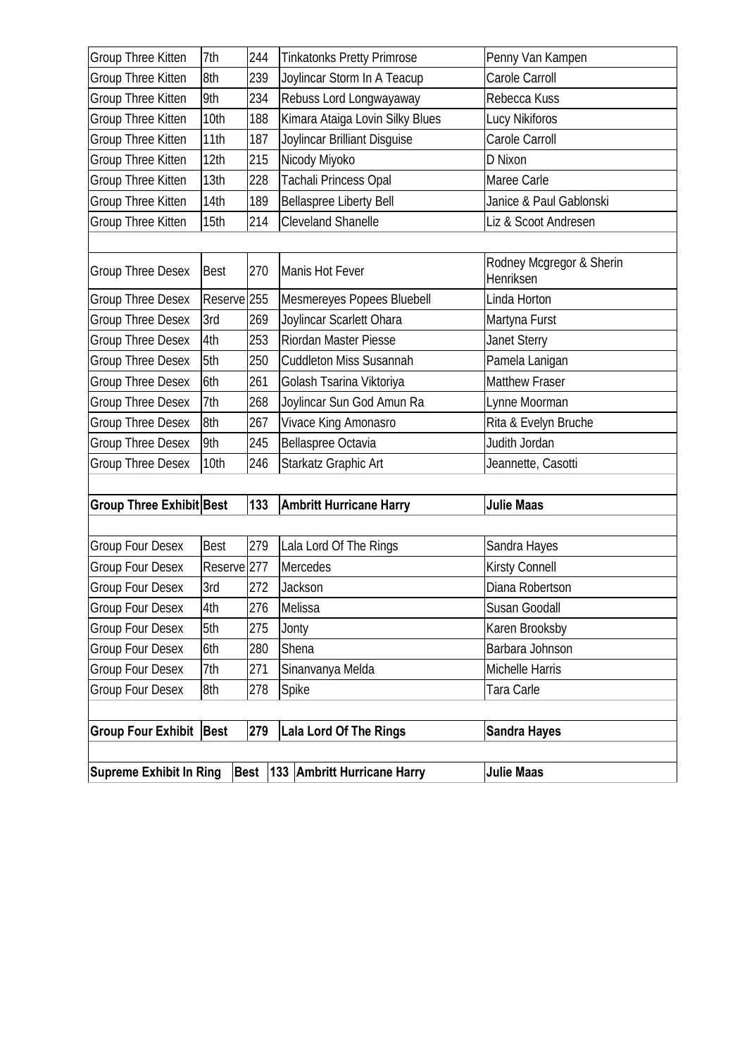| | | | | |
|---|---|---|---|---|
| Group Three Kitten | 7th | 244 | Tinkatonks Pretty Primrose | Penny Van Kampen |
| Group Three Kitten | 8th | 239 | Joylincar Storm In A Teacup | Carole Carroll |
| Group Three Kitten | 9th | 234 | Rebuss Lord Longwayaway | Rebecca Kuss |
| Group Three Kitten | 10th | 188 | Kimara Ataiga Lovin Silky Blues | Lucy Nikiforos |
| Group Three Kitten | 11th | 187 | Joylincar Brilliant Disguise | Carole Carroll |
| Group Three Kitten | 12th | 215 | Nicody Miyoko | D Nixon |
| Group Three Kitten | 13th | 228 | Tachali Princess Opal | Maree Carle |
| Group Three Kitten | 14th | 189 | Bellaspree Liberty Bell | Janice & Paul Gablonski |
| Group Three Kitten | 15th | 214 | Cleveland Shanelle | Liz & Scoot Andresen |
| | | | | |
| Group Three Desex | Best | 270 | Manis Hot Fever | Rodney Mcgregor & Sherin Henriksen |
| Group Three Desex | Reserve | 255 | Mesmereyes Popees Bluebell | Linda Horton |
| Group Three Desex | 3rd | 269 | Joylincar Scarlett Ohara | Martyna Furst |
| Group Three Desex | 4th | 253 | Riordan Master Piesse | Janet Sterry |
| Group Three Desex | 5th | 250 | Cuddleton Miss Susannah | Pamela Lanigan |
| Group Three Desex | 6th | 261 | Golash Tsarina Viktoriya | Matthew Fraser |
| Group Three Desex | 7th | 268 | Joylincar Sun God Amun Ra | Lynne Moorman |
| Group Three Desex | 8th | 267 | Vivace King Amonasro | Rita & Evelyn Bruche |
| Group Three Desex | 9th | 245 | Bellaspree Octavia | Judith Jordan |
| Group Three Desex | 10th | 246 | Starkatz Graphic Art | Jeannette, Casotti |
| | | | | |
| **Group Three Exhibit** | **Best** | **133** | **Ambritt Hurricane Harry** | **Julie Maas** |
| | | | | |
| Group Four Desex | Best | 279 | Lala Lord Of The Rings | Sandra Hayes |
| Group Four Desex | Reserve | 277 | Mercedes | Kirsty Connell |
| Group Four Desex | 3rd | 272 | Jackson | Diana Robertson |
| Group Four Desex | 4th | 276 | Melissa | Susan Goodall |
| Group Four Desex | 5th | 275 | Jonty | Karen Brooksby |
| Group Four Desex | 6th | 280 | Shena | Barbara Johnson |
| Group Four Desex | 7th | 271 | Sinanvanya Melda | Michelle Harris |
| Group Four Desex | 8th | 278 | Spike | Tara Carle |
| | | | | |
| **Group Four Exhibit** | **Best** | **279** | **Lala Lord Of The Rings** | **Sandra Hayes** |
| | | | | |
| **Supreme Exhibit In Ring** | **Best** | **133** | **Ambritt Hurricane Harry** | **Julie Maas** |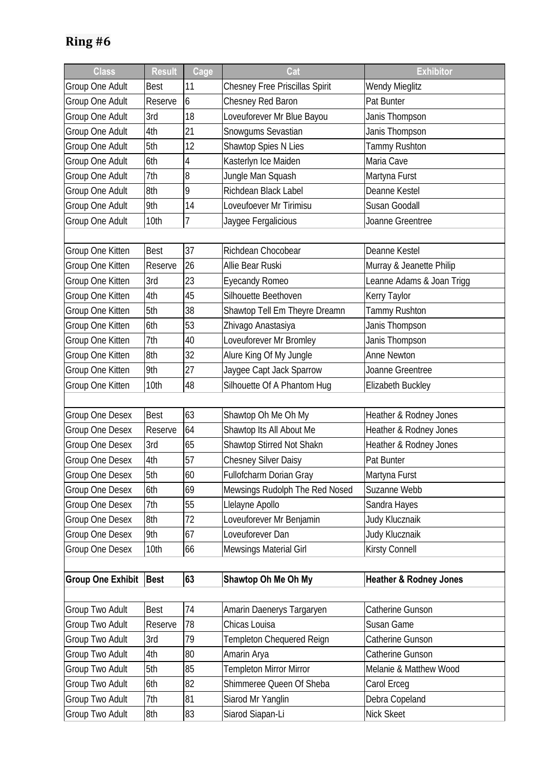## Ring #6

| Class | Result | Cage | Cat | Exhibitor |
| --- | --- | --- | --- | --- |
| Group One Adult | Best | 11 | Chesney Free Priscillas Spirit | Wendy Mieglitz |
| Group One Adult | Reserve | 6 | Chesney Red Baron | Pat Bunter |
| Group One Adult | 3rd | 18 | Loveuforever Mr Blue Bayou | Janis Thompson |
| Group One Adult | 4th | 21 | Snowgums Sevastian | Janis Thompson |
| Group One Adult | 5th | 12 | Shawtop Spies N Lies | Tammy Rushton |
| Group One Adult | 6th | 4 | Kasterlyn Ice Maiden | Maria Cave |
| Group One Adult | 7th | 8 | Jungle Man Squash | Martyna Furst |
| Group One Adult | 8th | 9 | Richdean Black Label | Deanne Kestel |
| Group One Adult | 9th | 14 | Loveufoever Mr Tirimisu | Susan Goodall |
| Group One Adult | 10th | 7 | Jaygee Fergalicious | Joanne Greentree |
| | | | | |
| Group One Kitten | Best | 37 | Richdean Chocobear | Deanne Kestel |
| Group One Kitten | Reserve | 26 | Allie Bear Ruski | Murray & Jeanette Philip |
| Group One Kitten | 3rd | 23 | Eyecandy Romeo | Leanne Adams & Joan Trigg |
| Group One Kitten | 4th | 45 | Silhouette Beethoven | Kerry Taylor |
| Group One Kitten | 5th | 38 | Shawtop Tell Em Theyre Dreamn | Tammy Rushton |
| Group One Kitten | 6th | 53 | Zhivago Anastasiya | Janis Thompson |
| Group One Kitten | 7th | 40 | Loveuforever Mr Bromley | Janis Thompson |
| Group One Kitten | 8th | 32 | Alure King Of My Jungle | Anne Newton |
| Group One Kitten | 9th | 27 | Jaygee Capt Jack Sparrow | Joanne Greentree |
| Group One Kitten | 10th | 48 | Silhouette Of A Phantom Hug | Elizabeth Buckley |
| | | | | |
| Group One Desex | Best | 63 | Shawtop Oh Me Oh My | Heather & Rodney Jones |
| Group One Desex | Reserve | 64 | Shawtop Its All About Me | Heather & Rodney Jones |
| Group One Desex | 3rd | 65 | Shawtop Stirred Not Shakn | Heather & Rodney Jones |
| Group One Desex | 4th | 57 | Chesney Silver Daisy | Pat Bunter |
| Group One Desex | 5th | 60 | Fullofcharm Dorian Gray | Martyna Furst |
| Group One Desex | 6th | 69 | Mewsings Rudolph The Red Nosed | Suzanne Webb |
| Group One Desex | 7th | 55 | Llelayne Apollo | Sandra Hayes |
| Group One Desex | 8th | 72 | Loveuforever Mr Benjamin | Judy Klucznaik |
| Group One Desex | 9th | 67 | Loveuforever Dan | Judy Klucznaik |
| Group One Desex | 10th | 66 | Mewsings Material Girl | Kirsty Connell |
| | | | | |
| **Group One Exhibit** | **Best** | **63** | **Shawtop Oh Me Oh My** | **Heather & Rodney Jones** |
| | | | | |
| Group Two Adult | Best | 74 | Amarin Daenerys Targaryen | Catherine Gunson |
| Group Two Adult | Reserve | 78 | Chicas Louisa | Susan Game |
| Group Two Adult | 3rd | 79 | Templeton Chequered Reign | Catherine Gunson |
| Group Two Adult | 4th | 80 | Amarin Arya | Catherine Gunson |
| Group Two Adult | 5th | 85 | Templeton Mirror Mirror | Melanie & Matthew Wood |
| Group Two Adult | 6th | 82 | Shimmeree Queen Of Sheba | Carol Erceg |
| Group Two Adult | 7th | 81 | Siarod Mr Yanglin | Debra Copeland |
| Group Two Adult | 8th | 83 | Siarod Siapan-Li | Nick Skeet |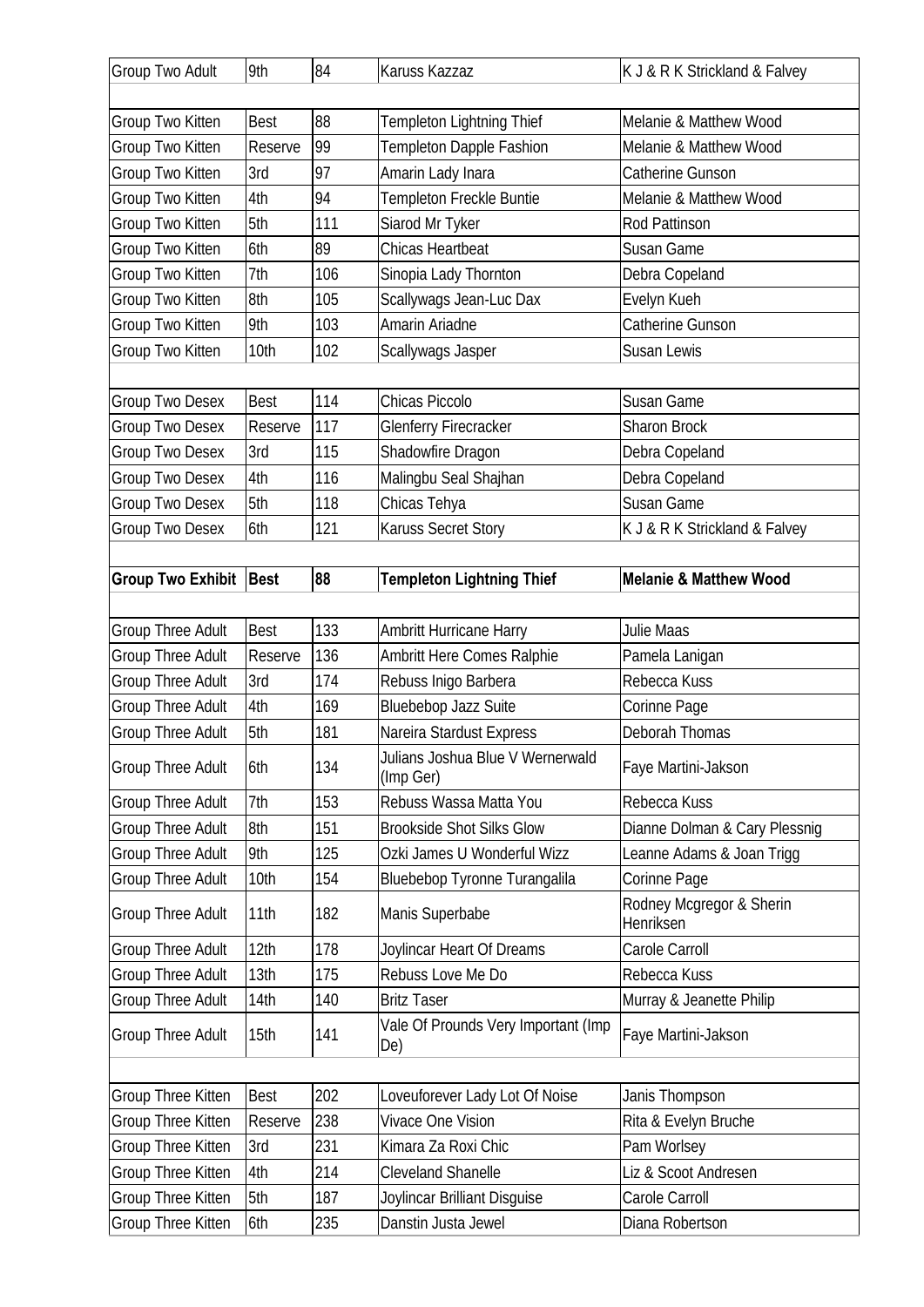| | | | | |
|---|---|---|---|---|
| Group Two Adult | 9th | 84 | Karuss Kazzaz | K J & R K Strickland & Falvey |
| | | | | |
| Group Two Kitten | Best | 88 | Templeton Lightning Thief | Melanie & Matthew Wood |
| Group Two Kitten | Reserve | 99 | Templeton Dapple Fashion | Melanie & Matthew Wood |
| Group Two Kitten | 3rd | 97 | Amarin Lady Inara | Catherine Gunson |
| Group Two Kitten | 4th | 94 | Templeton Freckle Buntie | Melanie & Matthew Wood |
| Group Two Kitten | 5th | 111 | Siarod Mr Tyker | Rod Pattinson |
| Group Two Kitten | 6th | 89 | Chicas Heartbeat | Susan Game |
| Group Two Kitten | 7th | 106 | Sinopia Lady Thornton | Debra Copeland |
| Group Two Kitten | 8th | 105 | Scallywags Jean-Luc Dax | Evelyn Kueh |
| Group Two Kitten | 9th | 103 | Amarin Ariadne | Catherine Gunson |
| Group Two Kitten | 10th | 102 | Scallywags Jasper | Susan Lewis |
| | | | | |
| Group Two Desex | Best | 114 | Chicas Piccolo | Susan Game |
| Group Two Desex | Reserve | 117 | Glenferry Firecracker | Sharon Brock |
| Group Two Desex | 3rd | 115 | Shadowfire Dragon | Debra Copeland |
| Group Two Desex | 4th | 116 | Malingbu Seal Shajhan | Debra Copeland |
| Group Two Desex | 5th | 118 | Chicas Tehya | Susan Game |
| Group Two Desex | 6th | 121 | Karuss Secret Story | K J & R K Strickland & Falvey |
| | | | | |
| **Group Two Exhibit** | **Best** | **88** | **Templeton Lightning Thief** | **Melanie & Matthew Wood** |
| | | | | |
| Group Three Adult | Best | 133 | Ambritt Hurricane Harry | Julie Maas |
| Group Three Adult | Reserve | 136 | Ambritt Here Comes Ralphie | Pamela Lanigan |
| Group Three Adult | 3rd | 174 | Rebuss Inigo Barbera | Rebecca Kuss |
| Group Three Adult | 4th | 169 | Bluebebop Jazz Suite | Corinne Page |
| Group Three Adult | 5th | 181 | Nareira Stardust Express | Deborah Thomas |
| Group Three Adult | 6th | 134 | Julians Joshua Blue V Wernerwald (Imp Ger) | Faye Martini-Jakson |
| Group Three Adult | 7th | 153 | Rebuss Wassa Matta You | Rebecca Kuss |
| Group Three Adult | 8th | 151 | Brookside Shot Silks Glow | Dianne Dolman & Cary Plessnig |
| Group Three Adult | 9th | 125 | Ozki James U Wonderful Wizz | Leanne Adams & Joan Trigg |
| Group Three Adult | 10th | 154 | Bluebebop Tyronne Turangalila | Corinne Page |
| Group Three Adult | 11th | 182 | Manis Superbabe | Rodney Mcgregor & Sherin Henriksen |
| Group Three Adult | 12th | 178 | Joylincar Heart Of Dreams | Carole Carroll |
| Group Three Adult | 13th | 175 | Rebuss Love Me Do | Rebecca Kuss |
| Group Three Adult | 14th | 140 | Britz Taser | Murray & Jeanette Philip |
| Group Three Adult | 15th | 141 | Vale Of Prounds Very Important (Imp De) | Faye Martini-Jakson |
| | | | | |
| Group Three Kitten | Best | 202 | Loveuforever Lady Lot Of Noise | Janis Thompson |
| Group Three Kitten | Reserve | 238 | Vivace One Vision | Rita & Evelyn Bruche |
| Group Three Kitten | 3rd | 231 | Kimara Za Roxi Chic | Pam Worlsey |
| Group Three Kitten | 4th | 214 | Cleveland Shanelle | Liz & Scoot Andresen |
| Group Three Kitten | 5th | 187 | Joylincar Brilliant Disguise | Carole Carroll |
| Group Three Kitten | 6th | 235 | Danstin Justa Jewel | Diana Robertson |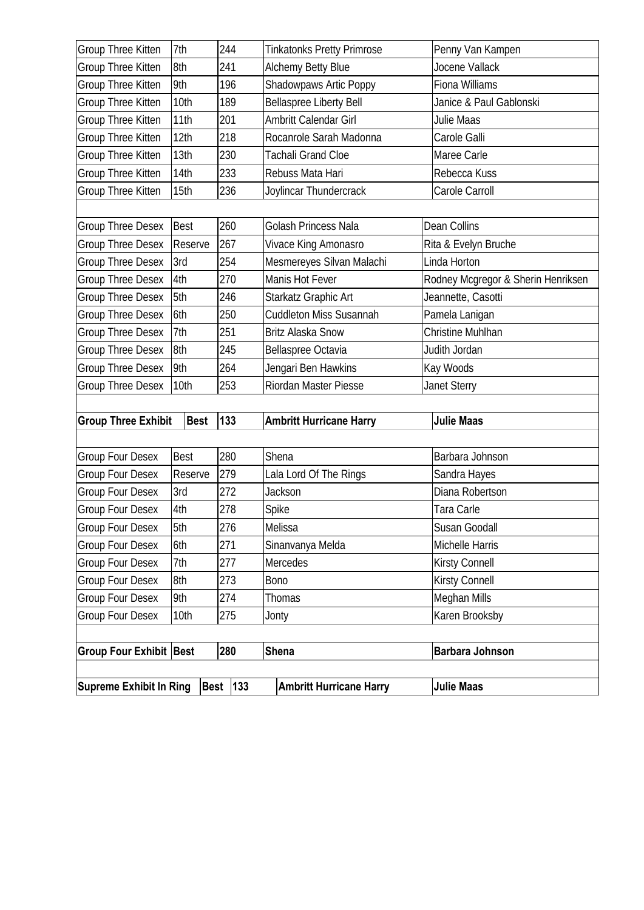| | | | | |
|---|---|---|---|---|
| Group Three Kitten | 7th | 244 | Tinkatonks Pretty Primrose | Penny Van Kampen |
| Group Three Kitten | 8th | 241 | Alchemy Betty Blue | Jocene Vallack |
| Group Three Kitten | 9th | 196 | Shadowpaws Artic Poppy | Fiona Williams |
| Group Three Kitten | 10th | 189 | Bellaspree Liberty Bell | Janice & Paul Gablonski |
| Group Three Kitten | 11th | 201 | Ambritt Calendar Girl | Julie Maas |
| Group Three Kitten | 12th | 218 | Rocanrole Sarah Madonna | Carole Galli |
| Group Three Kitten | 13th | 230 | Tachali Grand Cloe | Maree Carle |
| Group Three Kitten | 14th | 233 | Rebuss Mata Hari | Rebecca Kuss |
| Group Three Kitten | 15th | 236 | Joylincar Thundercrack | Carole Carroll |
| | | | | |
| Group Three Desex | Best | 260 | Golash Princess Nala | Dean Collins |
| Group Three Desex | Reserve | 267 | Vivace King Amonasro | Rita & Evelyn Bruche |
| Group Three Desex | 3rd | 254 | Mesmereyes Silvan Malachi | Linda Horton |
| Group Three Desex | 4th | 270 | Manis Hot Fever | Rodney Mcgregor & Sherin Henriksen |
| Group Three Desex | 5th | 246 | Starkatz Graphic Art | Jeannette, Casotti |
| Group Three Desex | 6th | 250 | Cuddleton Miss Susannah | Pamela Lanigan |
| Group Three Desex | 7th | 251 | Britz Alaska Snow | Christine Muhlhan |
| Group Three Desex | 8th | 245 | Bellaspree Octavia | Judith Jordan |
| Group Three Desex | 9th | 264 | Jengari Ben Hawkins | Kay Woods |
| Group Three Desex | 10th | 253 | Riordan Master Piesse | Janet Sterry |
| | | | | |
| **Group Three Exhibit** | **Best** | **133** | **Ambritt Hurricane Harry** | **Julie Maas** |
| | | | | |
| Group Four Desex | Best | 280 | Shena | Barbara Johnson |
| Group Four Desex | Reserve | 279 | Lala Lord Of The Rings | Sandra Hayes |
| Group Four Desex | 3rd | 272 | Jackson | Diana Robertson |
| Group Four Desex | 4th | 278 | Spike | Tara Carle |
| Group Four Desex | 5th | 276 | Melissa | Susan Goodall |
| Group Four Desex | 6th | 271 | Sinanvanya Melda | Michelle Harris |
| Group Four Desex | 7th | 277 | Mercedes | Kirsty Connell |
| Group Four Desex | 8th | 273 | Bono | Kirsty Connell |
| Group Four Desex | 9th | 274 | Thomas | Meghan Mills |
| Group Four Desex | 10th | 275 | Jonty | Karen Brooksby |
| | | | | |
| **Group Four Exhibit** | **Best** | **280** | **Shena** | **Barbara Johnson** |
| | | | | |
| **Supreme Exhibit In Ring** | **Best** | **133** | **Ambritt Hurricane Harry** | **Julie Maas** |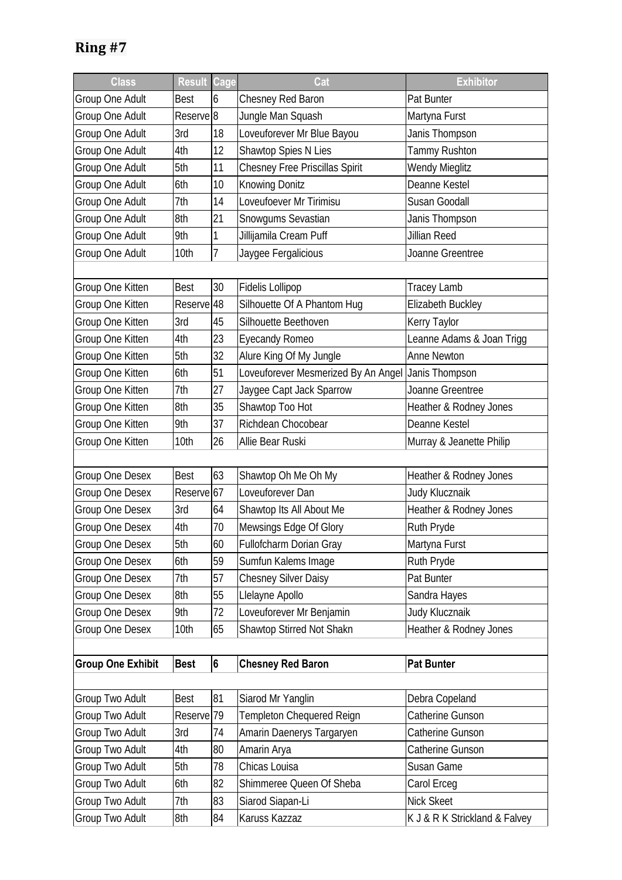## Ring #7

| Class | Result | Cage | Cat | Exhibitor |
|---|---|---|---|---|
| Group One Adult | Best | 6 | Chesney Red Baron | Pat Bunter |
| Group One Adult | Reserve | 8 | Jungle Man Squash | Martyna Furst |
| Group One Adult | 3rd | 18 | Loveuforever Mr Blue Bayou | Janis Thompson |
| Group One Adult | 4th | 12 | Shawtop Spies N Lies | Tammy Rushton |
| Group One Adult | 5th | 11 | Chesney Free Priscillas Spirit | Wendy Mieglitz |
| Group One Adult | 6th | 10 | Knowing Donitz | Deanne Kestel |
| Group One Adult | 7th | 14 | Loveufoever Mr Tirimisu | Susan Goodall |
| Group One Adult | 8th | 21 | Snowgums Sevastian | Janis Thompson |
| Group One Adult | 9th | 1 | Jillijamila Cream Puff | Jillian Reed |
| Group One Adult | 10th | 7 | Jaygee Fergalicious | Joanne Greentree |
| | | | | |
| Group One Kitten | Best | 30 | Fidelis Lollipop | Tracey Lamb |
| Group One Kitten | Reserve | 48 | Silhouette Of A Phantom Hug | Elizabeth Buckley |
| Group One Kitten | 3rd | 45 | Silhouette Beethoven | Kerry Taylor |
| Group One Kitten | 4th | 23 | Eyecandy Romeo | Leanne Adams & Joan Trigg |
| Group One Kitten | 5th | 32 | Alure King Of My Jungle | Anne Newton |
| Group One Kitten | 6th | 51 | Loveuforever Mesmerized By An Angel | Janis Thompson |
| Group One Kitten | 7th | 27 | Jaygee Capt Jack Sparrow | Joanne Greentree |
| Group One Kitten | 8th | 35 | Shawtop Too Hot | Heather & Rodney Jones |
| Group One Kitten | 9th | 37 | Richdean Chocobear | Deanne Kestel |
| Group One Kitten | 10th | 26 | Allie Bear Ruski | Murray & Jeanette Philip |
| | | | | |
| Group One Desex | Best | 63 | Shawtop Oh Me Oh My | Heather & Rodney Jones |
| Group One Desex | Reserve | 67 | Loveuforever Dan | Judy Klucznaik |
| Group One Desex | 3rd | 64 | Shawtop Its All About Me | Heather & Rodney Jones |
| Group One Desex | 4th | 70 | Mewsings Edge Of Glory | Ruth Pryde |
| Group One Desex | 5th | 60 | Fullofcharm Dorian Gray | Martyna Furst |
| Group One Desex | 6th | 59 | Sumfun Kalems Image | Ruth Pryde |
| Group One Desex | 7th | 57 | Chesney Silver Daisy | Pat Bunter |
| Group One Desex | 8th | 55 | Llelayne Apollo | Sandra Hayes |
| Group One Desex | 9th | 72 | Loveuforever Mr Benjamin | Judy Klucznaik |
| Group One Desex | 10th | 65 | Shawtop Stirred Not Shakn | Heather & Rodney Jones |
| | | | | |
| **Group One Exhibit** | **Best** | **6** | **Chesney Red Baron** | **Pat Bunter** |
| | | | | |
| Group Two Adult | Best | 81 | Siarod Mr Yanglin | Debra Copeland |
| Group Two Adult | Reserve | 79 | Templeton Chequered Reign | Catherine Gunson |
| Group Two Adult | 3rd | 74 | Amarin Daenerys Targaryen | Catherine Gunson |
| Group Two Adult | 4th | 80 | Amarin Arya | Catherine Gunson |
| Group Two Adult | 5th | 78 | Chicas Louisa | Susan Game |
| Group Two Adult | 6th | 82 | Shimmeree Queen Of Sheba | Carol Erceg |
| Group Two Adult | 7th | 83 | Siarod Siapan-Li | Nick Skeet |
| Group Two Adult | 8th | 84 | Karuss Kazzaz | K J & R K Strickland & Falvey |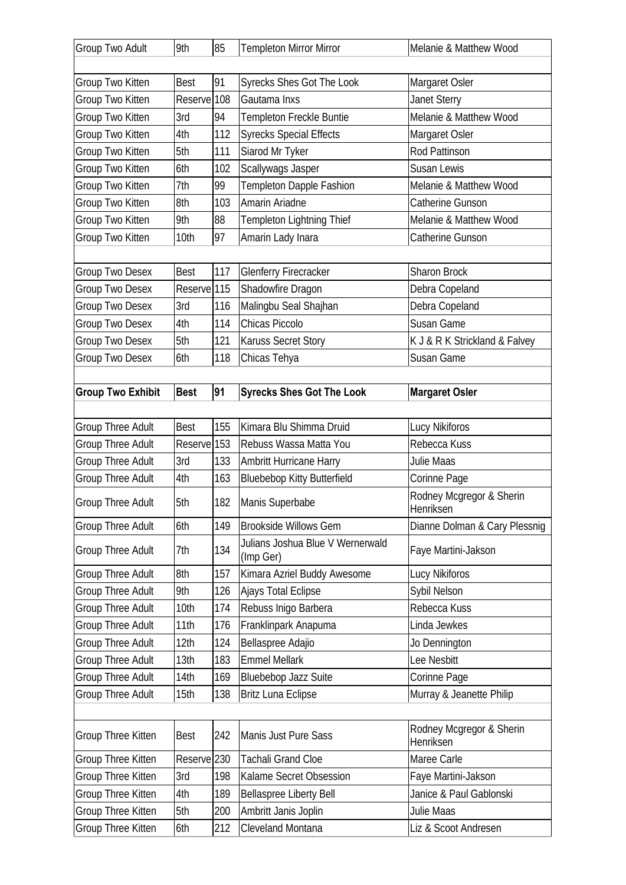| Group Two Adult | 9th | 85 | Templeton Mirror Mirror | Melanie & Matthew Wood |
|---|---|---|---|---|
| | | | | |
| Group Two Kitten | Best | 91 | Syrecks Shes Got The Look | Margaret Osler |
| Group Two Kitten | Reserve | 108 | Gautama Inxs | Janet Sterry |
| Group Two Kitten | 3rd | 94 | Templeton Freckle Buntie | Melanie & Matthew Wood |
| Group Two Kitten | 4th | 112 | Syrecks Special Effects | Margaret Osler |
| Group Two Kitten | 5th | 111 | Siarod Mr Tyker | Rod Pattinson |
| Group Two Kitten | 6th | 102 | Scallywags Jasper | Susan Lewis |
| Group Two Kitten | 7th | 99 | Templeton Dapple Fashion | Melanie & Matthew Wood |
| Group Two Kitten | 8th | 103 | Amarin Ariadne | Catherine Gunson |
| Group Two Kitten | 9th | 88 | Templeton Lightning Thief | Melanie & Matthew Wood |
| Group Two Kitten | 10th | 97 | Amarin Lady Inara | Catherine Gunson |
| | | | | |
| Group Two Desex | Best | 117 | Glenferry Firecracker | Sharon Brock |
| Group Two Desex | Reserve | 115 | Shadowfire Dragon | Debra Copeland |
| Group Two Desex | 3rd | 116 | Malingbu Seal Shajhan | Debra Copeland |
| Group Two Desex | 4th | 114 | Chicas Piccolo | Susan Game |
| Group Two Desex | 5th | 121 | Karuss Secret Story | K J & R K Strickland & Falvey |
| Group Two Desex | 6th | 118 | Chicas Tehya | Susan Game |
| | | | | |
| **Group Two Exhibit** | **Best** | **91** | **Syrecks Shes Got The Look** | **Margaret Osler** |
| | | | | |
| Group Three Adult | Best | 155 | Kimara Blu Shimma Druid | Lucy Nikiforos |
| Group Three Adult | Reserve | 153 | Rebuss Wassa Matta You | Rebecca Kuss |
| Group Three Adult | 3rd | 133 | Ambritt Hurricane Harry | Julie Maas |
| Group Three Adult | 4th | 163 | Bluebebop Kitty Butterfield | Corinne Page |
| Group Three Adult | 5th | 182 | Manis Superbabe | Rodney Mcgregor & Sherin Henriksen |
| Group Three Adult | 6th | 149 | Brookside Willows Gem | Dianne Dolman & Cary Plessnig |
| Group Three Adult | 7th | 134 | Julians Joshua Blue V Wernerwald (Imp Ger) | Faye Martini-Jakson |
| Group Three Adult | 8th | 157 | Kimara Azriel Buddy Awesome | Lucy Nikiforos |
| Group Three Adult | 9th | 126 | Ajays Total Eclipse | Sybil Nelson |
| Group Three Adult | 10th | 174 | Rebuss Inigo Barbera | Rebecca Kuss |
| Group Three Adult | 11th | 176 | Franklinpark Anapuma | Linda Jewkes |
| Group Three Adult | 12th | 124 | Bellaspree Adajio | Jo Dennington |
| Group Three Adult | 13th | 183 | Emmel Mellark | Lee Nesbitt |
| Group Three Adult | 14th | 169 | Bluebebop Jazz Suite | Corinne Page |
| Group Three Adult | 15th | 138 | Britz Luna Eclipse | Murray & Jeanette Philip |
| | | | | |
| Group Three Kitten | Best | 242 | Manis Just Pure Sass | Rodney Mcgregor & Sherin Henriksen |
| Group Three Kitten | Reserve | 230 | Tachali Grand Cloe | Maree Carle |
| Group Three Kitten | 3rd | 198 | Kalame Secret Obsession | Faye Martini-Jakson |
| Group Three Kitten | 4th | 189 | Bellaspree Liberty Bell | Janice & Paul Gablonski |
| Group Three Kitten | 5th | 200 | Ambritt Janis Joplin | Julie Maas |
| Group Three Kitten | 6th | 212 | Cleveland Montana | Liz & Scoot Andresen |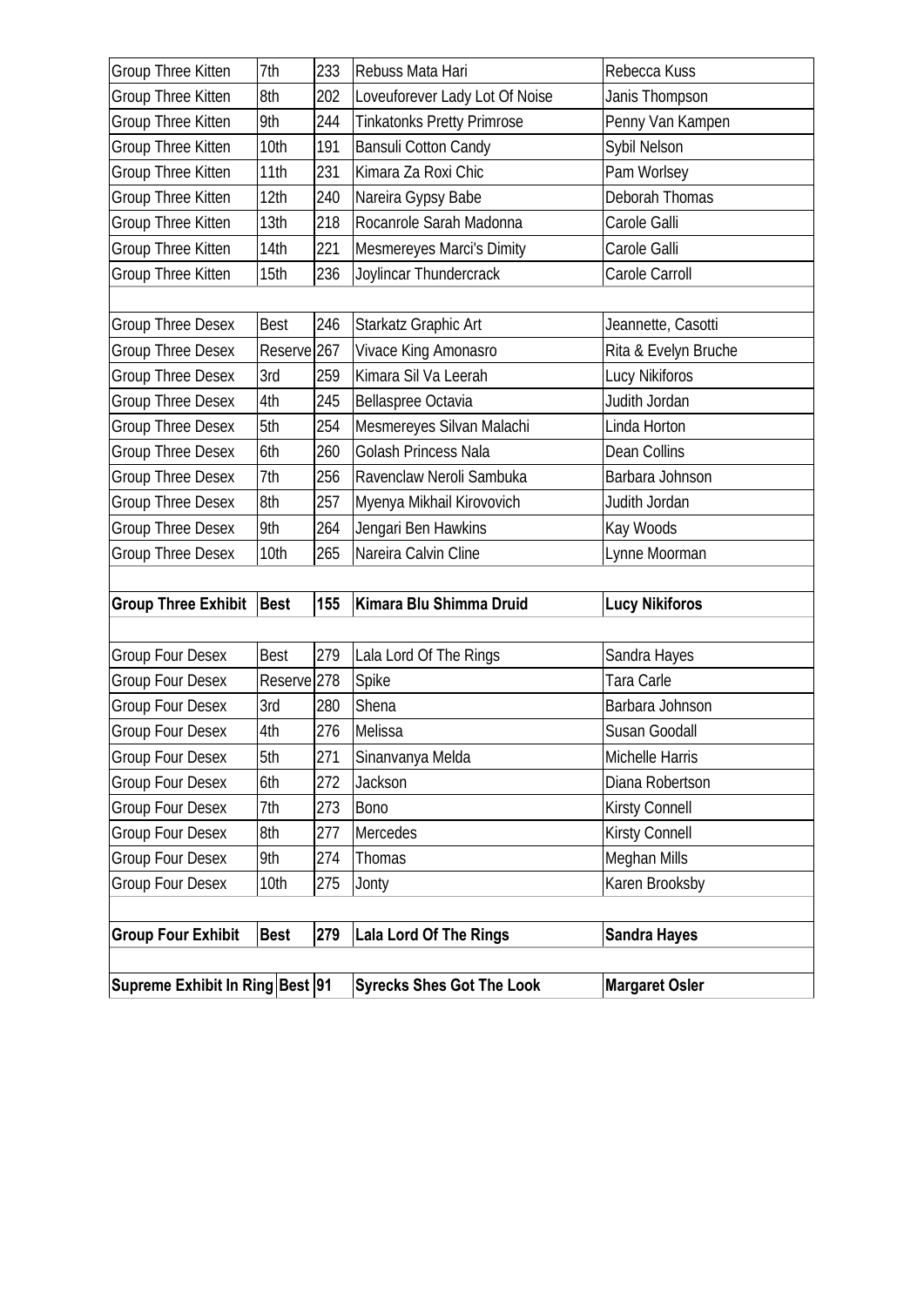| Group Three Kitten | 7th | 233 | Rebuss Mata Hari | Rebecca Kuss |
|---|---|---|---|---|
| Group Three Kitten | 8th | 202 | Loveuforever Lady Lot Of Noise | Janis Thompson |
| Group Three Kitten | 9th | 244 | Tinkatonks Pretty Primrose | Penny Van Kampen |
| Group Three Kitten | 10th | 191 | Bansuli Cotton Candy | Sybil Nelson |
| Group Three Kitten | 11th | 231 | Kimara Za Roxi Chic | Pam Worlsey |
| Group Three Kitten | 12th | 240 | Nareira Gypsy Babe | Deborah Thomas |
| Group Three Kitten | 13th | 218 | Rocanrole Sarah Madonna | Carole Galli |
| Group Three Kitten | 14th | 221 | Mesmereyes Marci's Dimity | Carole Galli |
| Group Three Kitten | 15th | 236 | Joylincar Thundercrack | Carole Carroll |
| | | | | |
| Group Three Desex | Best | 246 | Starkatz Graphic Art | Jeannette, Casotti |
| Group Three Desex | Reserve | 267 | Vivace King Amonasro | Rita & Evelyn Bruche |
| Group Three Desex | 3rd | 259 | Kimara Sil Va Leerah | Lucy Nikiforos |
| Group Three Desex | 4th | 245 | Bellaspree Octavia | Judith Jordan |
| Group Three Desex | 5th | 254 | Mesmereyes Silvan Malachi | Linda Horton |
| Group Three Desex | 6th | 260 | Golash Princess Nala | Dean Collins |
| Group Three Desex | 7th | 256 | Ravenclaw Neroli Sambuka | Barbara Johnson |
| Group Three Desex | 8th | 257 | Myenya Mikhail Kirovovich | Judith Jordan |
| Group Three Desex | 9th | 264 | Jengari Ben Hawkins | Kay Woods |
| Group Three Desex | 10th | 265 | Nareira Calvin Cline | Lynne Moorman |
| | | | | |
| **Group Three Exhibit** | **Best** | **155** | **Kimara Blu Shimma Druid** | **Lucy Nikiforos** |
| | | | | |
| Group Four Desex | Best | 279 | Lala Lord Of The Rings | Sandra Hayes |
| Group Four Desex | Reserve | 278 | Spike | Tara Carle |
| Group Four Desex | 3rd | 280 | Shena | Barbara Johnson |
| Group Four Desex | 4th | 276 | Melissa | Susan Goodall |
| Group Four Desex | 5th | 271 | Sinanvanya Melda | Michelle Harris |
| Group Four Desex | 6th | 272 | Jackson | Diana Robertson |
| Group Four Desex | 7th | 273 | Bono | Kirsty Connell |
| Group Four Desex | 8th | 277 | Mercedes | Kirsty Connell |
| Group Four Desex | 9th | 274 | Thomas | Meghan Mills |
| Group Four Desex | 10th | 275 | Jonty | Karen Brooksby |
| | | | | |
| **Group Four Exhibit** | **Best** | **279** | **Lala Lord Of The Rings** | **Sandra Hayes** |
| | | | | |
| **Supreme Exhibit In Ring** | **Best** | **91** | **Syrecks Shes Got The Look** | **Margaret Osler** |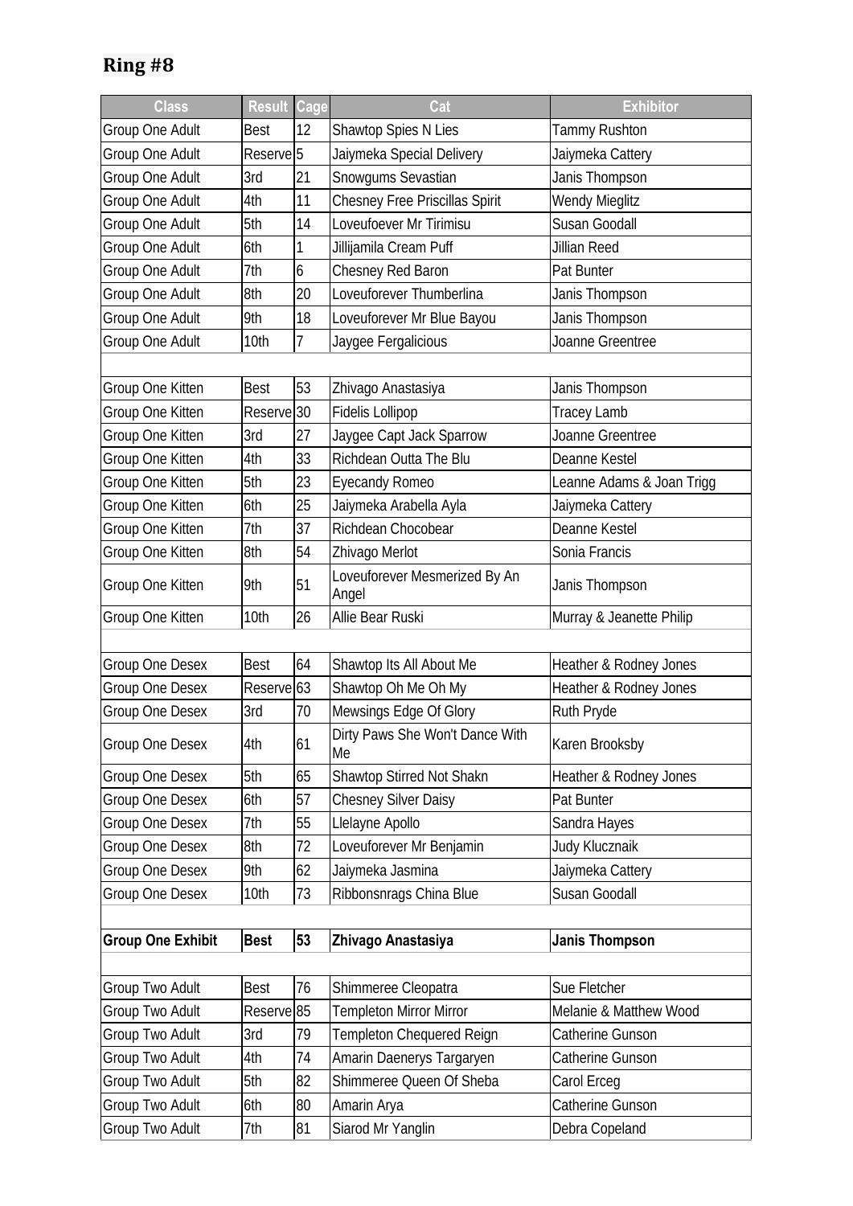## Ring #8

| Class | Result | Cage | Cat | Exhibitor |
|---|---|---|---|---|
| Group One Adult | Best | 12 | Shawtop Spies N Lies | Tammy Rushton |
| Group One Adult | Reserve | 5 | Jaiymeka Special Delivery | Jaiymeka Cattery |
| Group One Adult | 3rd | 21 | Snowgums Sevastian | Janis Thompson |
| Group One Adult | 4th | 11 | Chesney Free Priscillas Spirit | Wendy Mieglitz |
| Group One Adult | 5th | 14 | Loveufoever Mr Tirimisu | Susan Goodall |
| Group One Adult | 6th | 1 | Jillijamila Cream Puff | Jillian Reed |
| Group One Adult | 7th | 6 | Chesney Red Baron | Pat Bunter |
| Group One Adult | 8th | 20 | Loveuforever Thumberlina | Janis Thompson |
| Group One Adult | 9th | 18 | Loveuforever Mr Blue Bayou | Janis Thompson |
| Group One Adult | 10th | 7 | Jaygee Fergalicious | Joanne Greentree |
| | | | | |
| Group One Kitten | Best | 53 | Zhivago Anastasiya | Janis Thompson |
| Group One Kitten | Reserve | 30 | Fidelis Lollipop | Tracey Lamb |
| Group One Kitten | 3rd | 27 | Jaygee Capt Jack Sparrow | Joanne Greentree |
| Group One Kitten | 4th | 33 | Richdean Outta The Blu | Deanne Kestel |
| Group One Kitten | 5th | 23 | Eyecandy Romeo | Leanne Adams & Joan Trigg |
| Group One Kitten | 6th | 25 | Jaiymeka Arabella Ayla | Jaiymeka Cattery |
| Group One Kitten | 7th | 37 | Richdean Chocobear | Deanne Kestel |
| Group One Kitten | 8th | 54 | Zhivago Merlot | Sonia Francis |
| Group One Kitten | 9th | 51 | Loveuforever Mesmerized By An Angel | Janis Thompson |
| Group One Kitten | 10th | 26 | Allie Bear Ruski | Murray & Jeanette Philip |
| | | | | |
| Group One Desex | Best | 64 | Shawtop Its All About Me | Heather & Rodney Jones |
| Group One Desex | Reserve | 63 | Shawtop Oh Me Oh My | Heather & Rodney Jones |
| Group One Desex | 3rd | 70 | Mewsings Edge Of Glory | Ruth Pryde |
| Group One Desex | 4th | 61 | Dirty Paws She Won't Dance With Me | Karen Brooksby |
| Group One Desex | 5th | 65 | Shawtop Stirred Not Shakn | Heather & Rodney Jones |
| Group One Desex | 6th | 57 | Chesney Silver Daisy | Pat Bunter |
| Group One Desex | 7th | 55 | Llelayne Apollo | Sandra Hayes |
| Group One Desex | 8th | 72 | Loveuforever Mr Benjamin | Judy Klucznaik |
| Group One Desex | 9th | 62 | Jaiymeka Jasmina | Jaiymeka Cattery |
| Group One Desex | 10th | 73 | Ribbonsnrags China Blue | Susan Goodall |
| | | | | |
| **Group One Exhibit** | **Best** | **53** | **Zhivago Anastasiya** | **Janis Thompson** |
| | | | | |
| Group Two Adult | Best | 76 | Shimmeree Cleopatra | Sue Fletcher |
| Group Two Adult | Reserve | 85 | Templeton Mirror Mirror | Melanie & Matthew Wood |
| Group Two Adult | 3rd | 79 | Templeton Chequered Reign | Catherine Gunson |
| Group Two Adult | 4th | 74 | Amarin Daenerys Targaryen | Catherine Gunson |
| Group Two Adult | 5th | 82 | Shimmeree Queen Of Sheba | Carol Erceg |
| Group Two Adult | 6th | 80 | Amarin Arya | Catherine Gunson |
| Group Two Adult | 7th | 81 | Siarod Mr Yanglin | Debra Copeland |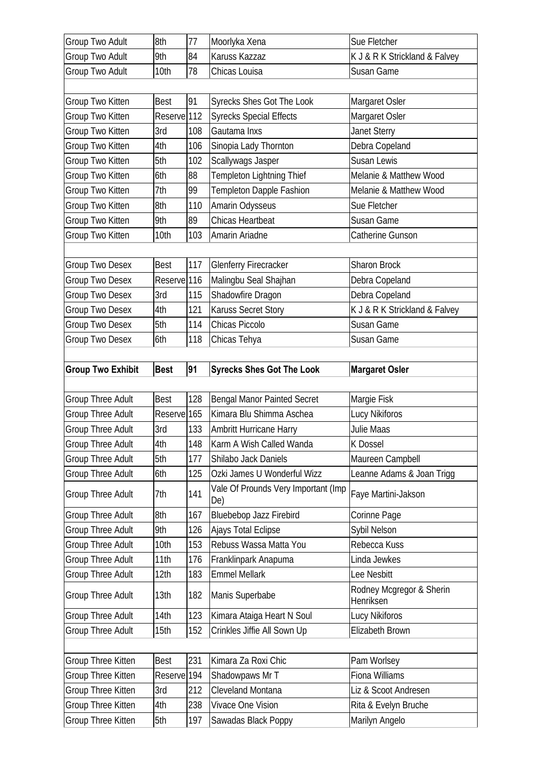| Group Two Adult | 8th | 77 | Moorlyka Xena | Sue Fletcher |
|---|---|---|---|---|
| Group Two Adult | 9th | 84 | Karuss Kazzaz | K J & R K Strickland & Falvey |
| Group Two Adult | 10th | 78 | Chicas Louisa | Susan Game |
| | | | | |
| Group Two Kitten | Best | 91 | Syrecks Shes Got The Look | Margaret Osler |
| Group Two Kitten | Reserve | 112 | Syrecks Special Effects | Margaret Osler |
| Group Two Kitten | 3rd | 108 | Gautama Inxs | Janet Sterry |
| Group Two Kitten | 4th | 106 | Sinopia Lady Thornton | Debra Copeland |
| Group Two Kitten | 5th | 102 | Scallywags Jasper | Susan Lewis |
| Group Two Kitten | 6th | 88 | Templeton Lightning Thief | Melanie & Matthew Wood |
| Group Two Kitten | 7th | 99 | Templeton Dapple Fashion | Melanie & Matthew Wood |
| Group Two Kitten | 8th | 110 | Amarin Odysseus | Sue Fletcher |
| Group Two Kitten | 9th | 89 | Chicas Heartbeat | Susan Game |
| Group Two Kitten | 10th | 103 | Amarin Ariadne | Catherine Gunson |
| | | | | |
| Group Two Desex | Best | 117 | Glenferry Firecracker | Sharon Brock |
| Group Two Desex | Reserve | 116 | Malingbu Seal Shajhan | Debra Copeland |
| Group Two Desex | 3rd | 115 | Shadowfire Dragon | Debra Copeland |
| Group Two Desex | 4th | 121 | Karuss Secret Story | K J & R K Strickland & Falvey |
| Group Two Desex | 5th | 114 | Chicas Piccolo | Susan Game |
| Group Two Desex | 6th | 118 | Chicas Tehya | Susan Game |
| | | | | |
| **Group Two Exhibit** | **Best** | **91** | **Syrecks Shes Got The Look** | **Margaret Osler** |
| | | | | |
| Group Three Adult | Best | 128 | Bengal Manor Painted Secret | Margie Fisk |
| Group Three Adult | Reserve | 165 | Kimara Blu Shimma Aschea | Lucy Nikiforos |
| Group Three Adult | 3rd | 133 | Ambritt Hurricane Harry | Julie Maas |
| Group Three Adult | 4th | 148 | Karm A Wish Called Wanda | K Dossel |
| Group Three Adult | 5th | 177 | Shilabo Jack Daniels | Maureen Campbell |
| Group Three Adult | 6th | 125 | Ozki James U Wonderful Wizz | Leanne Adams & Joan Trigg |
| Group Three Adult | 7th | 141 | Vale Of Prounds Very Important (Imp De) | Faye Martini-Jakson |
| Group Three Adult | 8th | 167 | Bluebebop Jazz Firebird | Corinne Page |
| Group Three Adult | 9th | 126 | Ajays Total Eclipse | Sybil Nelson |
| Group Three Adult | 10th | 153 | Rebuss Wassa Matta You | Rebecca Kuss |
| Group Three Adult | 11th | 176 | Franklinpark Anapuma | Linda Jewkes |
| Group Three Adult | 12th | 183 | Emmel Mellark | Lee Nesbitt |
| Group Three Adult | 13th | 182 | Manis Superbabe | Rodney Mcgregor & Sherin Henriksen |
| Group Three Adult | 14th | 123 | Kimara Ataiga Heart N Soul | Lucy Nikiforos |
| Group Three Adult | 15th | 152 | Crinkles Jiffie All Sown Up | Elizabeth Brown |
| | | | | |
| Group Three Kitten | Best | 231 | Kimara Za Roxi Chic | Pam Worlsey |
| Group Three Kitten | Reserve | 194 | Shadowpaws Mr T | Fiona Williams |
| Group Three Kitten | 3rd | 212 | Cleveland Montana | Liz & Scoot Andresen |
| Group Three Kitten | 4th | 238 | Vivace One Vision | Rita & Evelyn Bruche |
| Group Three Kitten | 5th | 197 | Sawadas Black Poppy | Marilyn Angelo |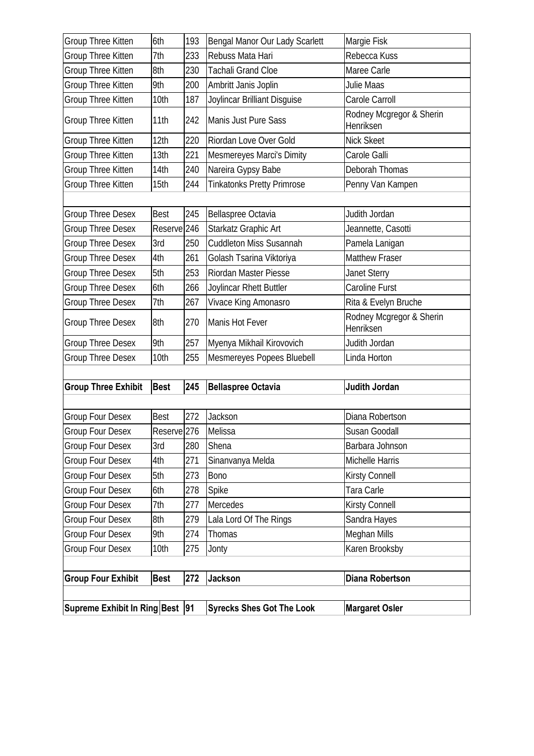| | | | | |
|---|---|---|---|---|
| Group Three Kitten | 6th | 193 | Bengal Manor Our Lady Scarlett | Margie Fisk |
| Group Three Kitten | 7th | 233 | Rebuss Mata Hari | Rebecca Kuss |
| Group Three Kitten | 8th | 230 | Tachali Grand Cloe | Maree Carle |
| Group Three Kitten | 9th | 200 | Ambritt Janis Joplin | Julie Maas |
| Group Three Kitten | 10th | 187 | Joylincar Brilliant Disguise | Carole Carroll |
| Group Three Kitten | 11th | 242 | Manis Just Pure Sass | Rodney Mcgregor & Sherin Henriksen |
| Group Three Kitten | 12th | 220 | Riordan Love Over Gold | Nick Skeet |
| Group Three Kitten | 13th | 221 | Mesmereyes Marci's Dimity | Carole Galli |
| Group Three Kitten | 14th | 240 | Nareira Gypsy Babe | Deborah Thomas |
| Group Three Kitten | 15th | 244 | Tinkatonks Pretty Primrose | Penny Van Kampen |
| | | | | |
| Group Three Desex | Best | 245 | Bellaspree Octavia | Judith Jordan |
| Group Three Desex | Reserve | 246 | Starkatz Graphic Art | Jeannette, Casotti |
| Group Three Desex | 3rd | 250 | Cuddleton Miss Susannah | Pamela Lanigan |
| Group Three Desex | 4th | 261 | Golash Tsarina Viktoriya | Matthew Fraser |
| Group Three Desex | 5th | 253 | Riordan Master Piesse | Janet Sterry |
| Group Three Desex | 6th | 266 | Joylincar Rhett Buttler | Caroline Furst |
| Group Three Desex | 7th | 267 | Vivace King Amonasro | Rita & Evelyn Bruche |
| Group Three Desex | 8th | 270 | Manis Hot Fever | Rodney Mcgregor & Sherin Henriksen |
| Group Three Desex | 9th | 257 | Myenya Mikhail Kirovovich | Judith Jordan |
| Group Three Desex | 10th | 255 | Mesmereyes Popees Bluebell | Linda Horton |
| | | | | |
| **Group Three Exhibit** | **Best** | **245** | **Bellaspree Octavia** | **Judith Jordan** |
| | | | | |
| Group Four Desex | Best | 272 | Jackson | Diana Robertson |
| Group Four Desex | Reserve | 276 | Melissa | Susan Goodall |
| Group Four Desex | 3rd | 280 | Shena | Barbara Johnson |
| Group Four Desex | 4th | 271 | Sinanvanya Melda | Michelle Harris |
| Group Four Desex | 5th | 273 | Bono | Kirsty Connell |
| Group Four Desex | 6th | 278 | Spike | Tara Carle |
| Group Four Desex | 7th | 277 | Mercedes | Kirsty Connell |
| Group Four Desex | 8th | 279 | Lala Lord Of The Rings | Sandra Hayes |
| Group Four Desex | 9th | 274 | Thomas | Meghan Mills |
| Group Four Desex | 10th | 275 | Jonty | Karen Brooksby |
| | | | | |
| **Group Four Exhibit** | **Best** | **272** | **Jackson** | **Diana Robertson** |
| | | | | |
| **Supreme Exhibit In Ring** | **Best** | **91** | **Syrecks Shes Got The Look** | **Margaret Osler** |